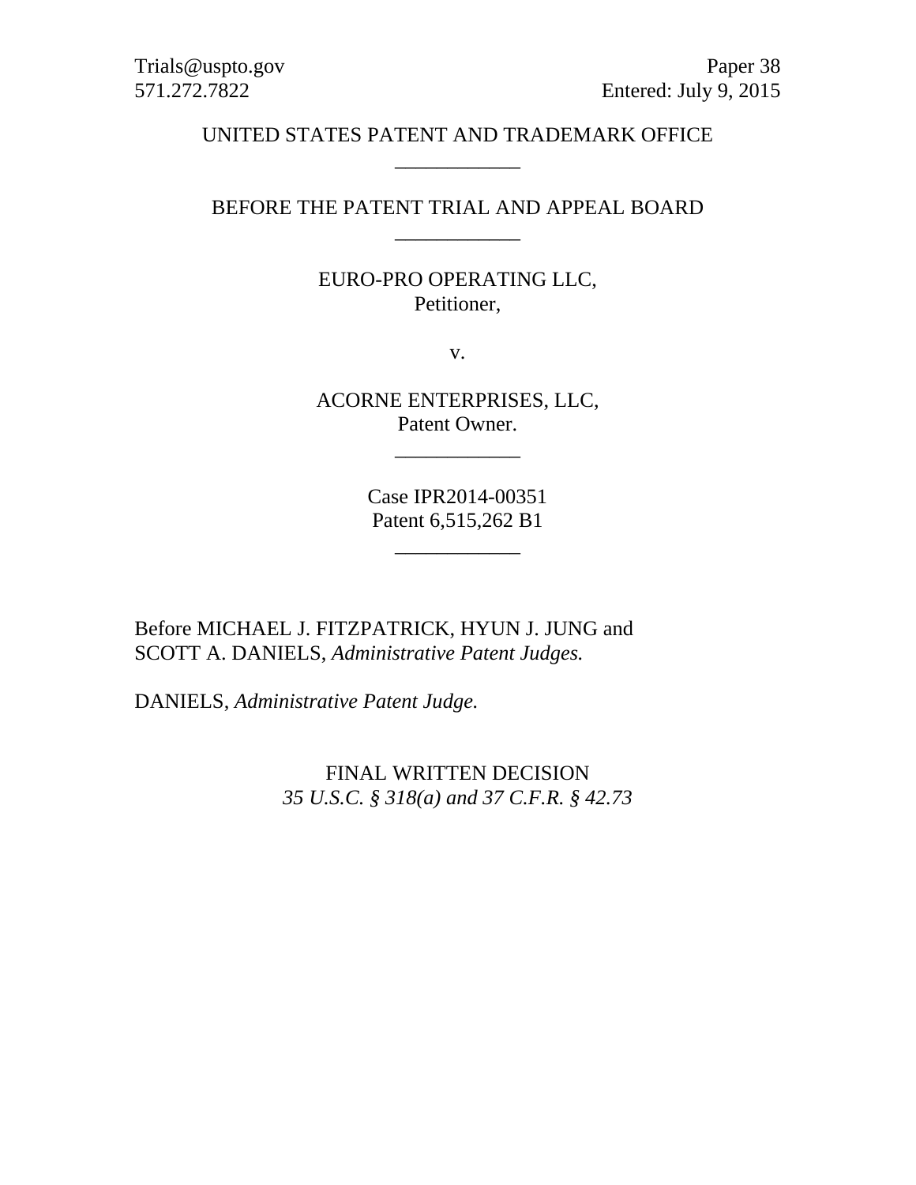Trials@uspto.gov
571.272.7822

Paper 38
Entered: July 9, 2015

UNITED STATES PATENT AND TRADEMARK OFFICE

____________

BEFORE THE PATENT TRIAL AND APPEAL BOARD

____________

EURO-PRO OPERATING LLC,
Petitioner,

v.

ACORNE ENTERPRISES, LLC,
Patent Owner.

____________

Case IPR2014-00351
Patent 6,515,262 B1

____________

Before MICHAEL J. FITZPATRICK, HYUN J. JUNG and SCOTT A. DANIELS, *Administrative Patent Judges.*

DANIELS, *Administrative Patent Judge.*

FINAL WRITTEN DECISION
*35 U.S.C. § 318(a) and 37 C.F.R. § 42.73*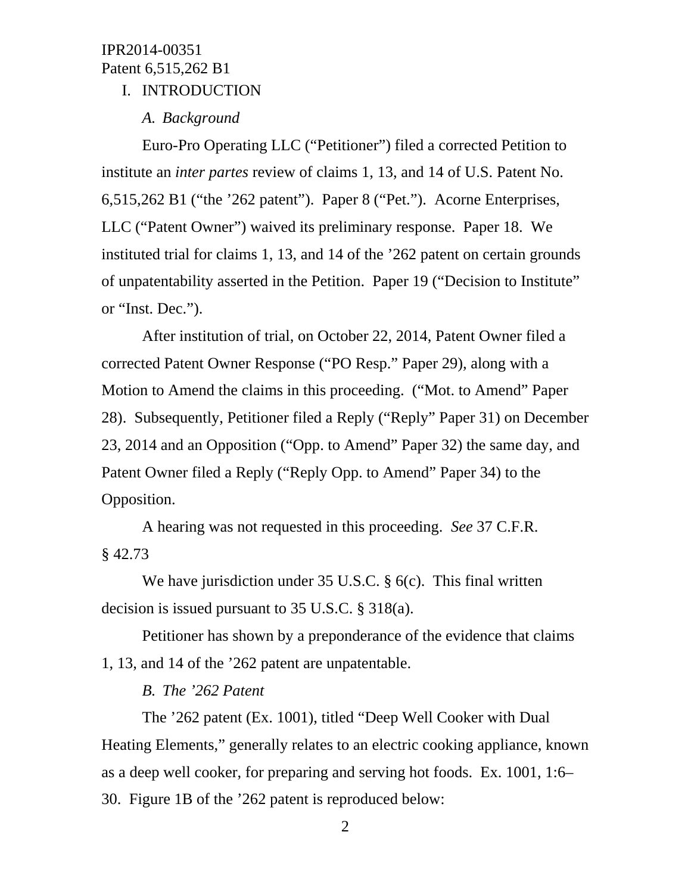## I. INTRODUCTION

### *A. Background*

Euro-Pro Operating LLC ("Petitioner") filed a corrected Petition to institute an *inter partes* review of claims 1, 13, and 14 of U.S. Patent No. 6,515,262 B1 ("the '262 patent"). Paper 8 ("Pet."). Acorne Enterprises, LLC ("Patent Owner") waived its preliminary response. Paper 18. We instituted trial for claims 1, 13, and 14 of the '262 patent on certain grounds of unpatentability asserted in the Petition. Paper 19 ("Decision to Institute" or "Inst. Dec.").

After institution of trial, on October 22, 2014, Patent Owner filed a corrected Patent Owner Response ("PO Resp." Paper 29), along with a Motion to Amend the claims in this proceeding. ("Mot. to Amend" Paper 28). Subsequently, Petitioner filed a Reply ("Reply" Paper 31) on December 23, 2014 and an Opposition ("Opp. to Amend" Paper 32) the same day, and Patent Owner filed a Reply ("Reply Opp. to Amend" Paper 34) to the Opposition.

A hearing was not requested in this proceeding. *See* 37 C.F.R. § 42.73

We have jurisdiction under 35 U.S.C. § 6(c). This final written decision is issued pursuant to 35 U.S.C. § 318(a).

Petitioner has shown by a preponderance of the evidence that claims 1, 13, and 14 of the '262 patent are unpatentable.

### *B. The '262 Patent*

The '262 patent (Ex. 1001), titled "Deep Well Cooker with Dual Heating Elements," generally relates to an electric cooking appliance, known as a deep well cooker, for preparing and serving hot foods. Ex. 1001, 1:6–30. Figure 1B of the '262 patent is reproduced below: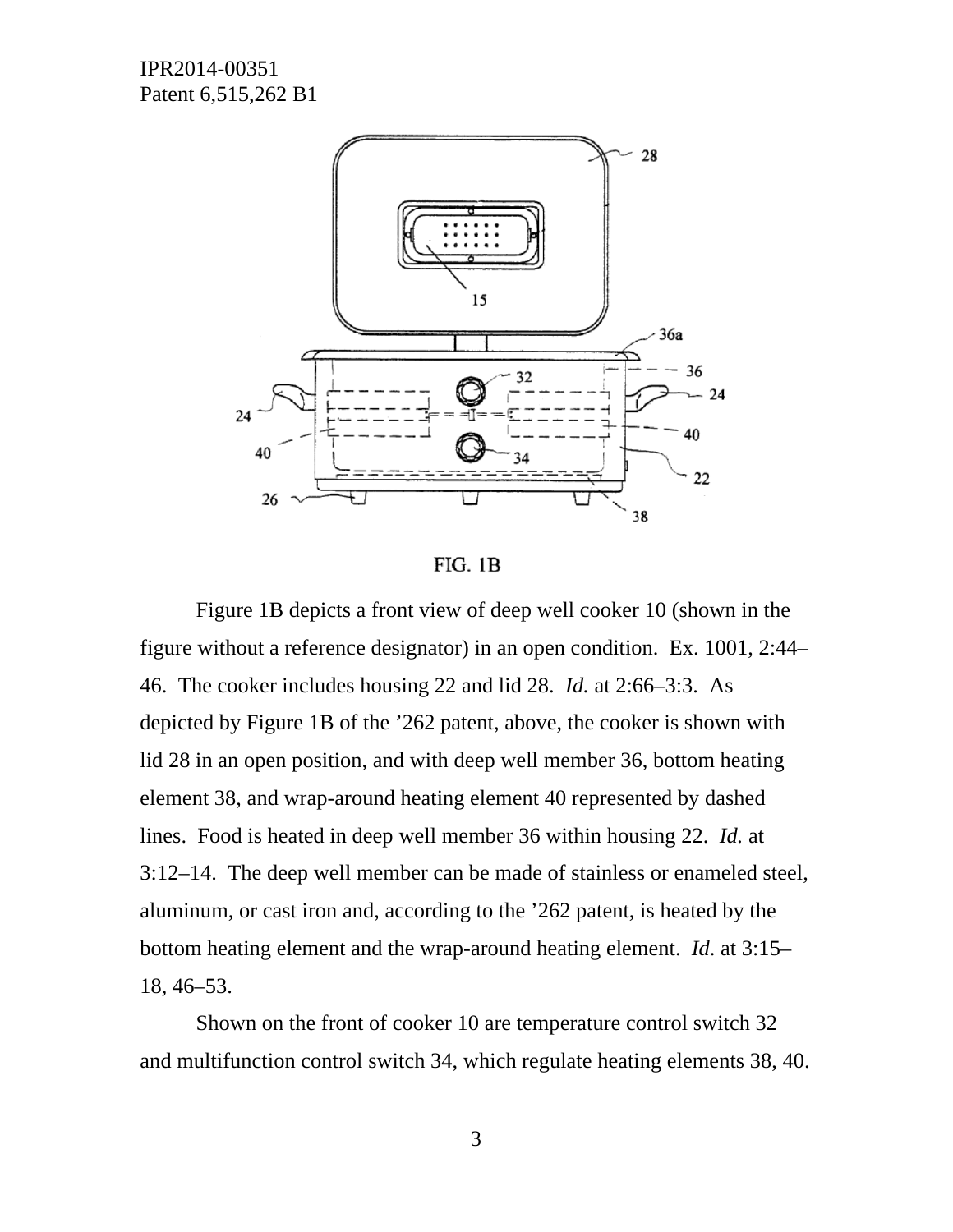FIG. 1B

Figure 1B depicts a front view of deep well cooker 10 (shown in the figure without a reference designator) in an open condition. Ex. 1001, 2:44–46. The cooker includes housing 22 and lid 28. *Id.* at 2:66–3:3. As depicted by Figure 1B of the ’262 patent, above, the cooker is shown with lid 28 in an open position, and with deep well member 36, bottom heating element 38, and wrap-around heating element 40 represented by dashed lines. Food is heated in deep well member 36 within housing 22. *Id.* at 3:12–14. The deep well member can be made of stainless or enameled steel, aluminum, or cast iron and, according to the ’262 patent, is heated by the bottom heating element and the wrap-around heating element. *Id*. at 3:15–18, 46–53.

Shown on the front of cooker 10 are temperature control switch 32 and multifunction control switch 34, which regulate heating elements 38, 40.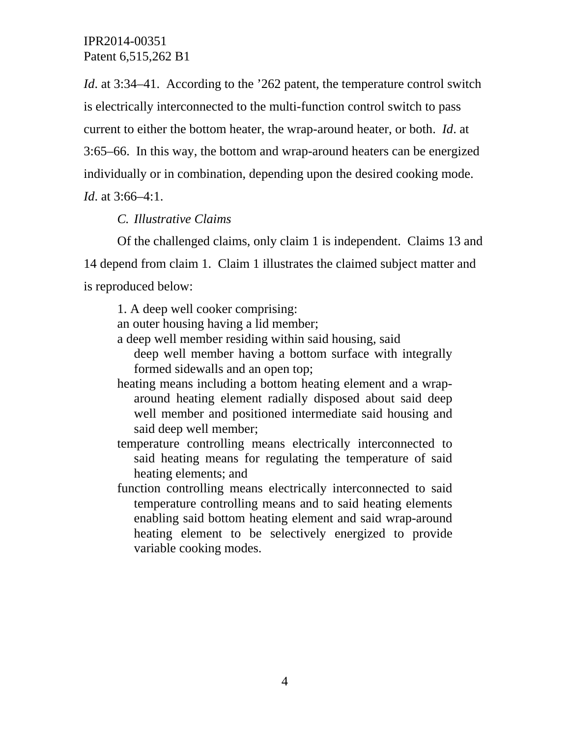*Id*. at 3:34–41. According to the ’262 patent, the temperature control switch is electrically interconnected to the multi-function control switch to pass current to either the bottom heater, the wrap-around heater, or both. *Id*. at 3:65–66. In this way, the bottom and wrap-around heaters can be energized individually or in combination, depending upon the desired cooking mode. *Id*. at 3:66–4:1.

### *C. Illustrative Claims*

Of the challenged claims, only claim 1 is independent. Claims 13 and 14 depend from claim 1. Claim 1 illustrates the claimed subject matter and is reproduced below:

> 1. A deep well cooker comprising:
>
> an outer housing having a lid member;
>
> a deep well member residing within said housing, said deep well member having a bottom surface with integrally formed sidewalls and an open top;
>
> heating means including a bottom heating element and a wrap-around heating element radially disposed about said deep well member and positioned intermediate said housing and said deep well member;
>
> temperature controlling means electrically interconnected to said heating means for regulating the temperature of said heating elements; and
>
> function controlling means electrically interconnected to said temperature controlling means and to said heating elements enabling said bottom heating element and said wrap-around heating element to be selectively energized to provide variable cooking modes.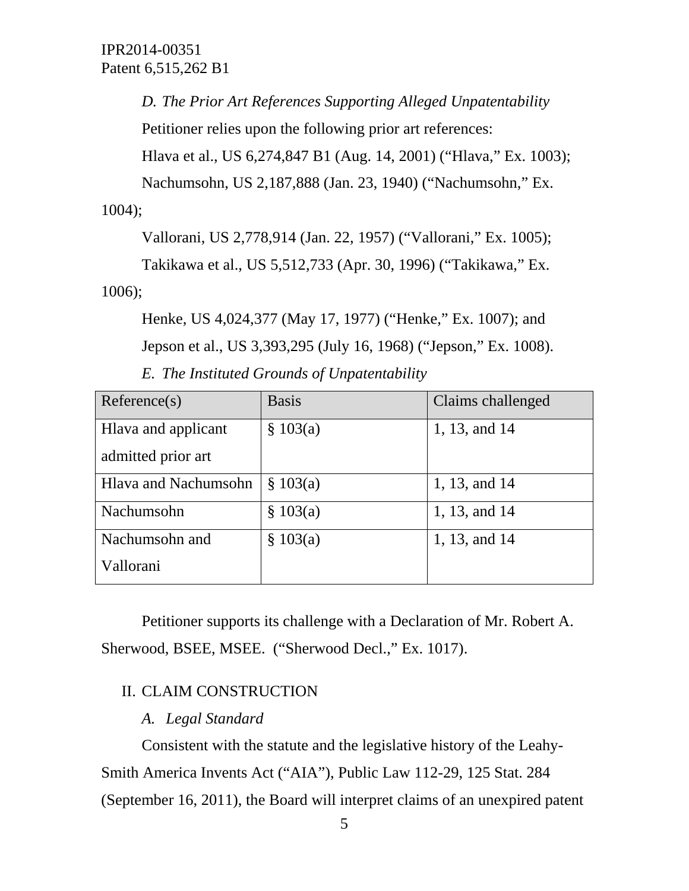*D. The Prior Art References Supporting Alleged Unpatentability*

Petitioner relies upon the following prior art references:

Hlava et al., US 6,274,847 B1 (Aug. 14, 2001) ("Hlava," Ex. 1003);

Nachumsohn, US 2,187,888 (Jan. 23, 1940) ("Nachumsohn," Ex. 1004);

Vallorani, US 2,778,914 (Jan. 22, 1957) ("Vallorani," Ex. 1005);

Takikawa et al., US 5,512,733 (Apr. 30, 1996) ("Takikawa," Ex. 1006);

Henke, US 4,024,377 (May 17, 1977) ("Henke," Ex. 1007); and

Jepson et al., US 3,393,295 (July 16, 1968) ("Jepson," Ex. 1008).

*E. The Instituted Grounds of Unpatentability*

| Reference(s) | Basis | Claims challenged |
|---|---|---|
| Hlava and applicant admitted prior art | § 103(a) | 1, 13, and 14 |
| Hlava and Nachumsohn | § 103(a) | 1, 13, and 14 |
| Nachumsohn | § 103(a) | 1, 13, and 14 |
| Nachumsohn and Vallorani | § 103(a) | 1, 13, and 14 |

Petitioner supports its challenge with a Declaration of Mr. Robert A. Sherwood, BSEE, MSEE. ("Sherwood Decl.," Ex. 1017).

## II. CLAIM CONSTRUCTION

*A. Legal Standard*

Consistent with the statute and the legislative history of the Leahy-Smith America Invents Act ("AIA"), Public Law 112-29, 125 Stat. 284 (September 16, 2011), the Board will interpret claims of an unexpired patent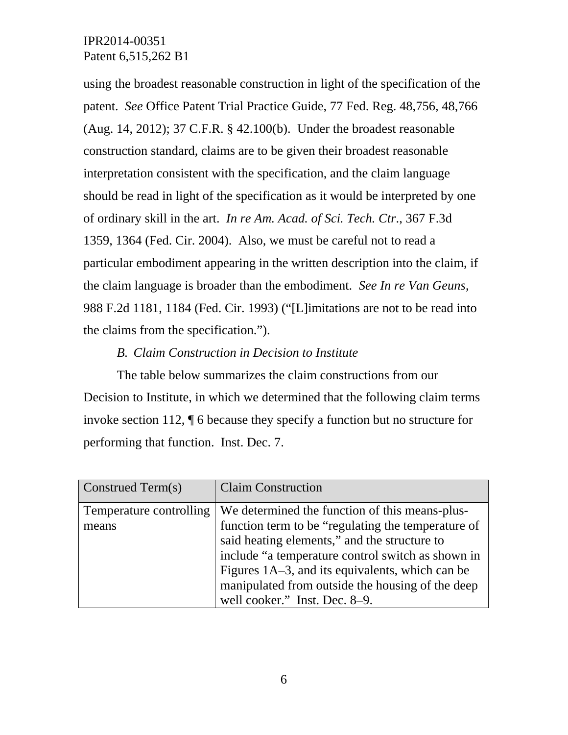using the broadest reasonable construction in light of the specification of the patent. *See* Office Patent Trial Practice Guide, 77 Fed. Reg. 48,756, 48,766 (Aug. 14, 2012); 37 C.F.R. § 42.100(b). Under the broadest reasonable construction standard, claims are to be given their broadest reasonable interpretation consistent with the specification, and the claim language should be read in light of the specification as it would be interpreted by one of ordinary skill in the art. *In re Am. Acad. of Sci. Tech. Ctr.*, 367 F.3d 1359, 1364 (Fed. Cir. 2004). Also, we must be careful not to read a particular embodiment appearing in the written description into the claim, if the claim language is broader than the embodiment. *See In re Van Geuns*, 988 F.2d 1181, 1184 (Fed. Cir. 1993) ("[L]imitations are not to be read into the claims from the specification.").

### *B. Claim Construction in Decision to Institute*

The table below summarizes the claim constructions from our Decision to Institute, in which we determined that the following claim terms invoke section 112, ¶ 6 because they specify a function but no structure for performing that function. Inst. Dec. 7.

| Construed Term(s) | Claim Construction |
| --- | --- |
| Temperature controlling means | We determined the function of this means-plus-function term to be "regulating the temperature of said heating elements," and the structure to include "a temperature control switch as shown in Figures 1A–3, and its equivalents, which can be manipulated from outside the housing of the deep well cooker." Inst. Dec. 8–9. |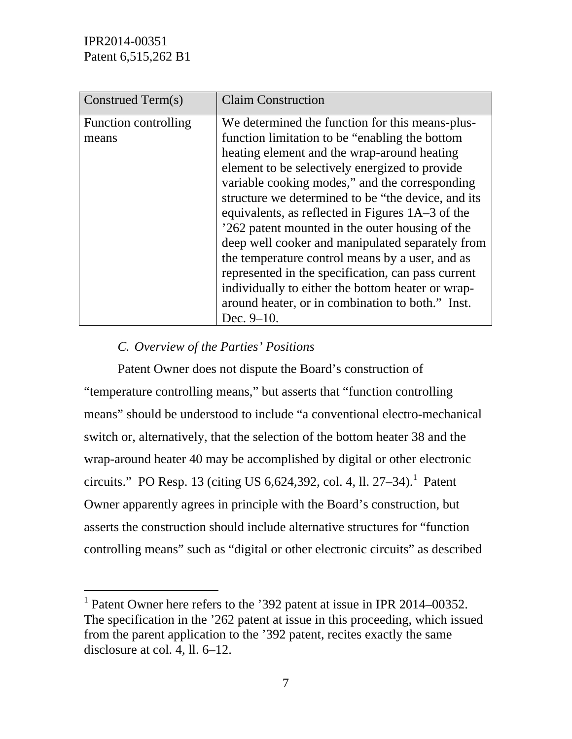| Construed Term(s) | Claim Construction |
|---|---|
| Function controlling means | We determined the function for this means-plus-function limitation to be "enabling the bottom heating element and the wrap-around heating element to be selectively energized to provide variable cooking modes," and the corresponding structure we determined to be "the device, and its equivalents, as reflected in Figures 1A–3 of the '262 patent mounted in the outer housing of the deep well cooker and manipulated separately from the temperature control means by a user, and as represented in the specification, can pass current individually to either the bottom heater or wrap-around heater, or in combination to both." Inst. Dec. 9–10. |

### *C. Overview of the Parties' Positions*

Patent Owner does not dispute the Board's construction of "temperature controlling means," but asserts that "function controlling means" should be understood to include "a conventional electro-mechanical switch or, alternatively, that the selection of the bottom heater 38 and the wrap-around heater 40 may be accomplished by digital or other electronic circuits." PO Resp. 13 (citing US 6,624,392, col. 4, ll. 27–34).[1] Patent Owner apparently agrees in principle with the Board's construction, but asserts the construction should include alternative structures for "function controlling means" such as "digital or other electronic circuits" as described

[1] Patent Owner here refers to the '392 patent at issue in IPR 2014–00352. The specification in the '262 patent at issue in this proceeding, which issued from the parent application to the '392 patent, recites exactly the same disclosure at col. 4, ll. 6–12.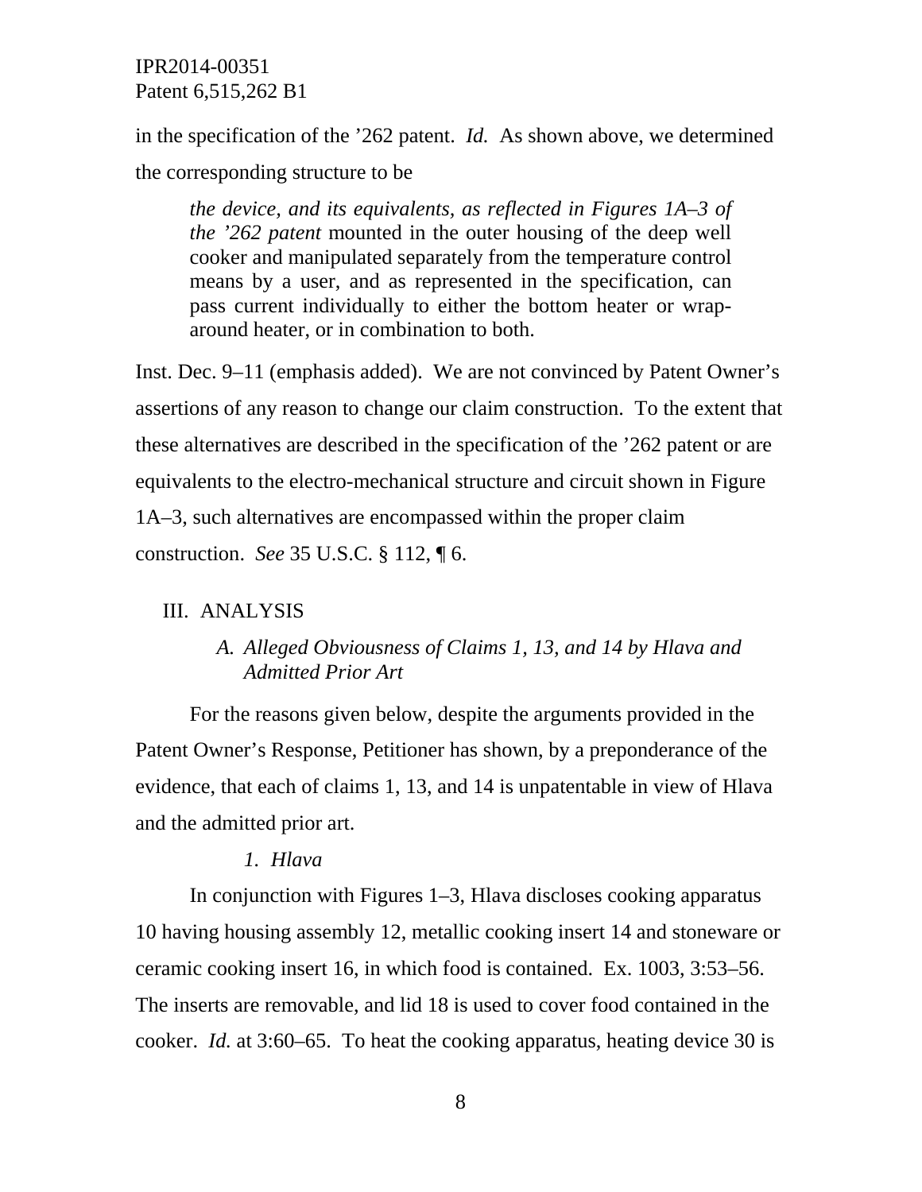in the specification of the ’262 patent. *Id.* As shown above, we determined the corresponding structure to be

> *the device, and its equivalents, as reflected in Figures 1A–3 of the ’262 patent* mounted in the outer housing of the deep well cooker and manipulated separately from the temperature control means by a user, and as represented in the specification, can pass current individually to either the bottom heater or wrap-around heater, or in combination to both.

Inst. Dec. 9–11 (emphasis added). We are not convinced by Patent Owner’s assertions of any reason to change our claim construction. To the extent that these alternatives are described in the specification of the ’262 patent or are equivalents to the electro-mechanical structure and circuit shown in Figure 1A–3, such alternatives are encompassed within the proper claim construction. *See* 35 U.S.C. § 112, ¶ 6.

## III. ANALYSIS

### *A. Alleged Obviousness of Claims 1, 13, and 14 by Hlava and Admitted Prior Art*

For the reasons given below, despite the arguments provided in the Patent Owner’s Response, Petitioner has shown, by a preponderance of the evidence, that each of claims 1, 13, and 14 is unpatentable in view of Hlava and the admitted prior art.

#### *1. Hlava*

In conjunction with Figures 1–3, Hlava discloses cooking apparatus 10 having housing assembly 12, metallic cooking insert 14 and stoneware or ceramic cooking insert 16, in which food is contained. Ex. 1003, 3:53–56. The inserts are removable, and lid 18 is used to cover food contained in the cooker. *Id.* at 3:60–65. To heat the cooking apparatus, heating device 30 is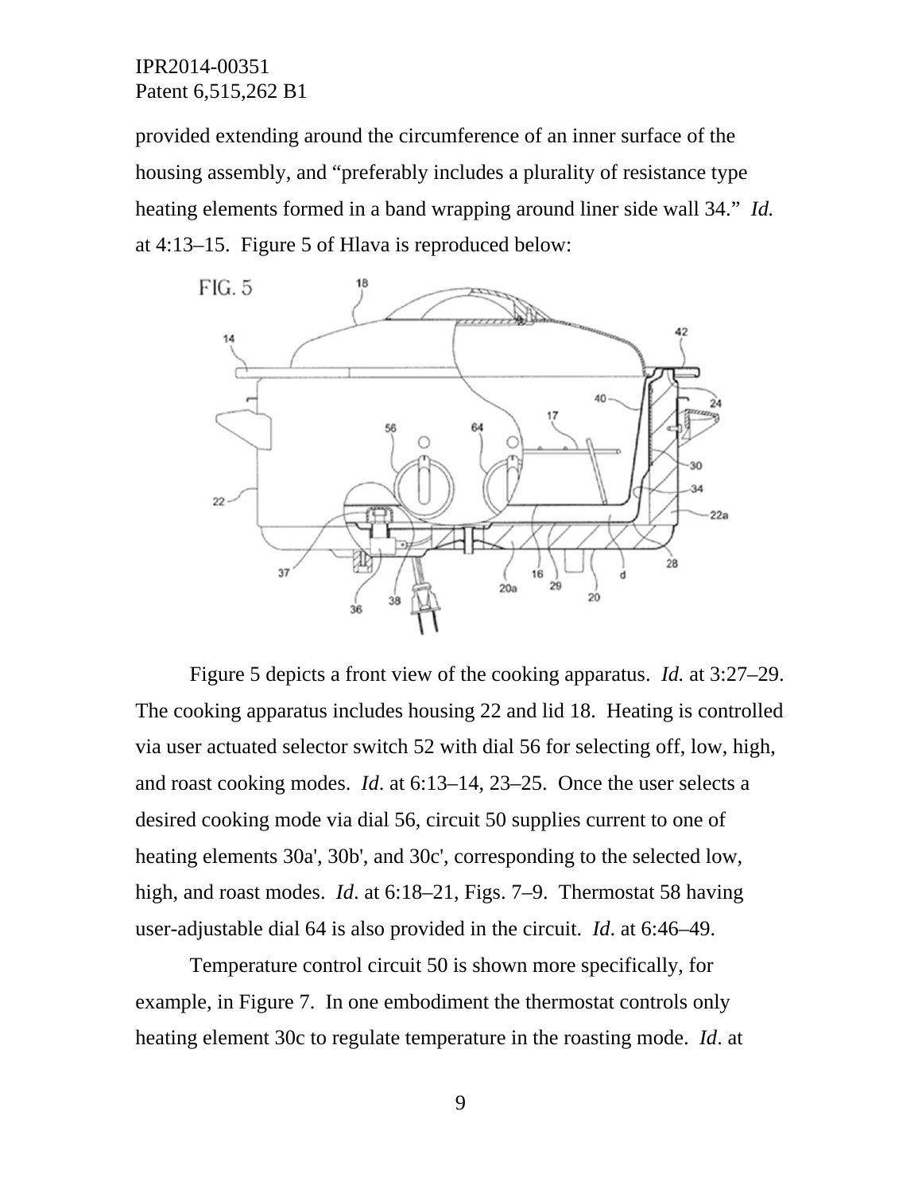provided extending around the circumference of an inner surface of the housing assembly, and “preferably includes a plurality of resistance type heating elements formed in a band wrapping around liner side wall 34.” *Id.* at 4:13–15. Figure 5 of Hlava is reproduced below:

Figure 5 depicts a front view of the cooking apparatus. *Id.* at 3:27–29. The cooking apparatus includes housing 22 and lid 18. Heating is controlled via user actuated selector switch 52 with dial 56 for selecting off, low, high, and roast cooking modes. *Id*. at 6:13–14, 23–25. Once the user selects a desired cooking mode via dial 56, circuit 50 supplies current to one of heating elements 30a', 30b', and 30c', corresponding to the selected low, high, and roast modes. *Id*. at 6:18–21, Figs. 7–9. Thermostat 58 having user-adjustable dial 64 is also provided in the circuit. *Id*. at 6:46–49.

Temperature control circuit 50 is shown more specifically, for example, in Figure 7. In one embodiment the thermostat controls only heating element 30c to regulate temperature in the roasting mode. *Id*. at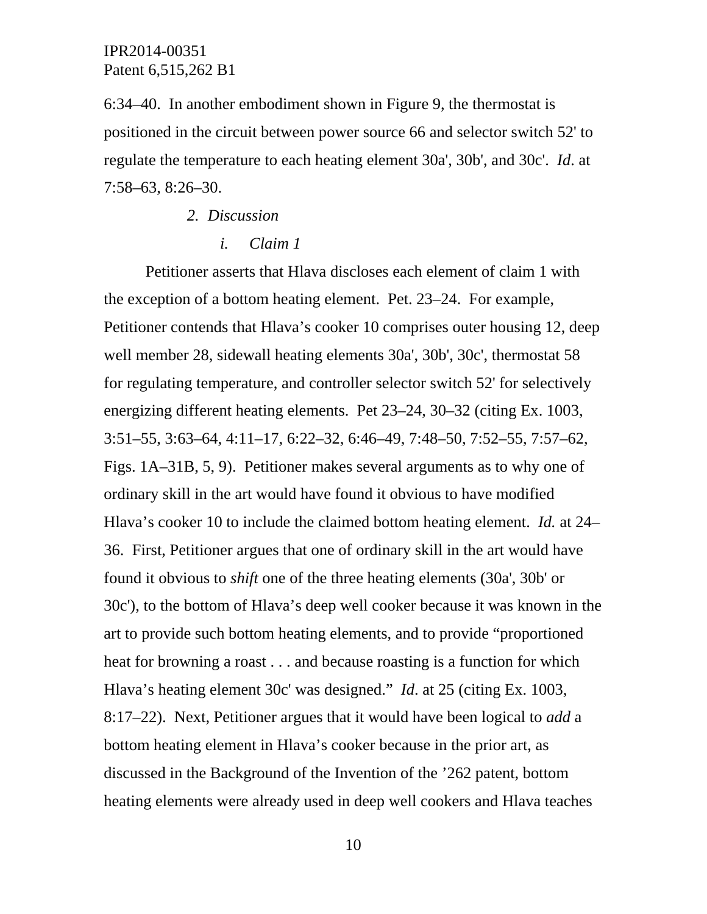6:34–40. In another embodiment shown in Figure 9, the thermostat is positioned in the circuit between power source 66 and selector switch 52' to regulate the temperature to each heating element 30a', 30b', and 30c'. *Id*. at 7:58–63, 8:26–30.

#### 2. *Discussion*

##### i. *Claim 1*

Petitioner asserts that Hlava discloses each element of claim 1 with the exception of a bottom heating element. Pet. 23–24. For example, Petitioner contends that Hlava's cooker 10 comprises outer housing 12, deep well member 28, sidewall heating elements 30a', 30b', 30c', thermostat 58 for regulating temperature, and controller selector switch 52' for selectively energizing different heating elements. Pet 23–24, 30–32 (citing Ex. 1003, 3:51–55, 3:63–64, 4:11–17, 6:22–32, 6:46–49, 7:48–50, 7:52–55, 7:57–62, Figs. 1A–31B, 5, 9). Petitioner makes several arguments as to why one of ordinary skill in the art would have found it obvious to have modified Hlava's cooker 10 to include the claimed bottom heating element. *Id.* at 24–36. First, Petitioner argues that one of ordinary skill in the art would have found it obvious to *shift* one of the three heating elements (30a', 30b' or 30c'), to the bottom of Hlava's deep well cooker because it was known in the art to provide such bottom heating elements, and to provide "proportioned heat for browning a roast . . . and because roasting is a function for which Hlava's heating element 30c' was designed." *Id*. at 25 (citing Ex. 1003, 8:17–22). Next, Petitioner argues that it would have been logical to *add* a bottom heating element in Hlava's cooker because in the prior art, as discussed in the Background of the Invention of the '262 patent, bottom heating elements were already used in deep well cookers and Hlava teaches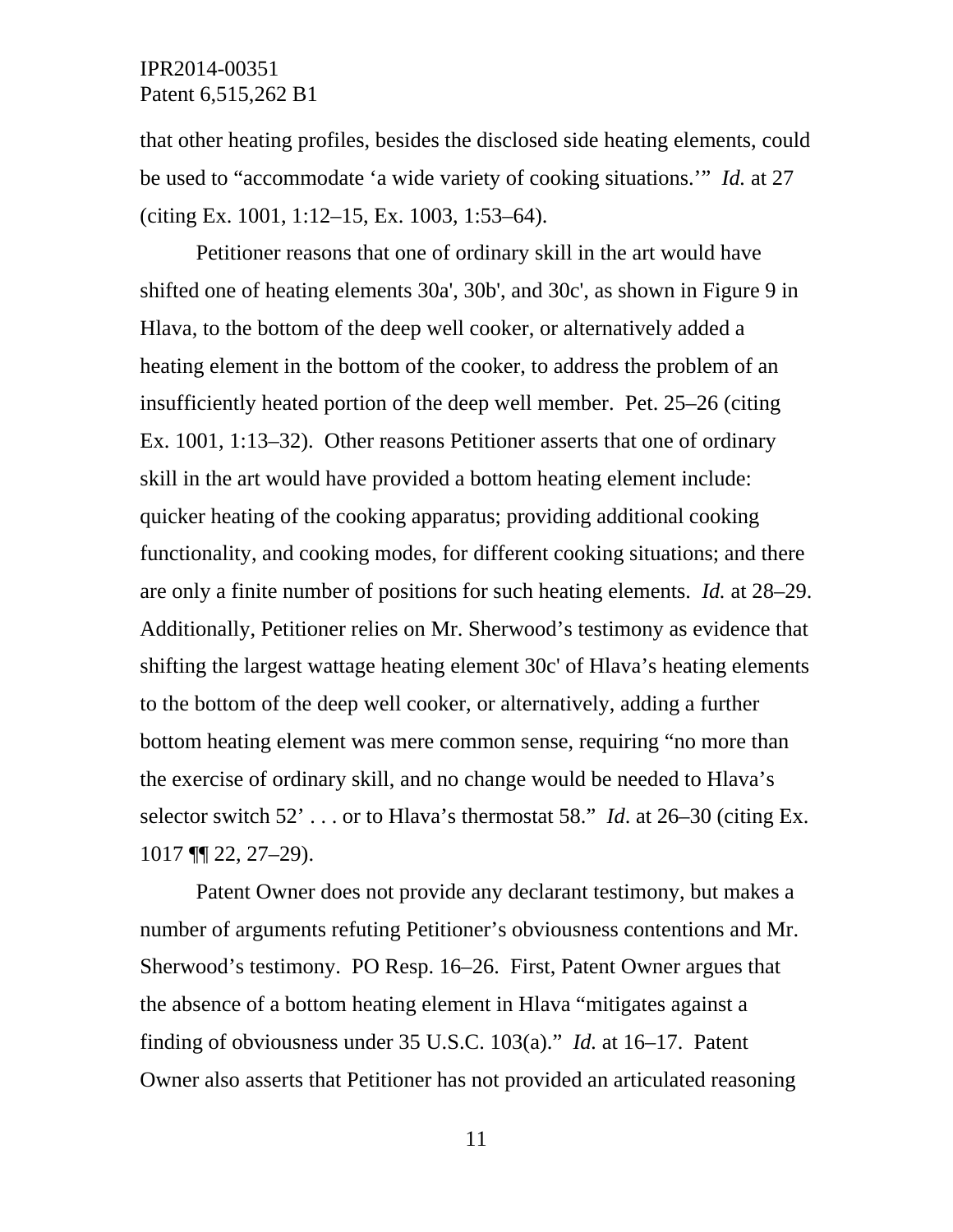that other heating profiles, besides the disclosed side heating elements, could be used to “accommodate ‘a wide variety of cooking situations.’” *Id.* at 27 (citing Ex. 1001, 1:12–15, Ex. 1003, 1:53–64).

Petitioner reasons that one of ordinary skill in the art would have shifted one of heating elements 30a', 30b', and 30c', as shown in Figure 9 in Hlava, to the bottom of the deep well cooker, or alternatively added a heating element in the bottom of the cooker, to address the problem of an insufficiently heated portion of the deep well member. Pet. 25–26 (citing Ex. 1001, 1:13–32). Other reasons Petitioner asserts that one of ordinary skill in the art would have provided a bottom heating element include: quicker heating of the cooking apparatus; providing additional cooking functionality, and cooking modes, for different cooking situations; and there are only a finite number of positions for such heating elements. *Id.* at 28–29. Additionally, Petitioner relies on Mr. Sherwood’s testimony as evidence that shifting the largest wattage heating element 30c' of Hlava’s heating elements to the bottom of the deep well cooker, or alternatively, adding a further bottom heating element was mere common sense, requiring “no more than the exercise of ordinary skill, and no change would be needed to Hlava’s selector switch 52’ . . . or to Hlava’s thermostat 58.” *Id*. at 26–30 (citing Ex. 1017 ¶¶ 22, 27–29).

Patent Owner does not provide any declarant testimony, but makes a number of arguments refuting Petitioner’s obviousness contentions and Mr. Sherwood’s testimony. PO Resp. 16–26. First, Patent Owner argues that the absence of a bottom heating element in Hlava “mitigates against a finding of obviousness under 35 U.S.C. 103(a).” *Id.* at 16–17. Patent Owner also asserts that Petitioner has not provided an articulated reasoning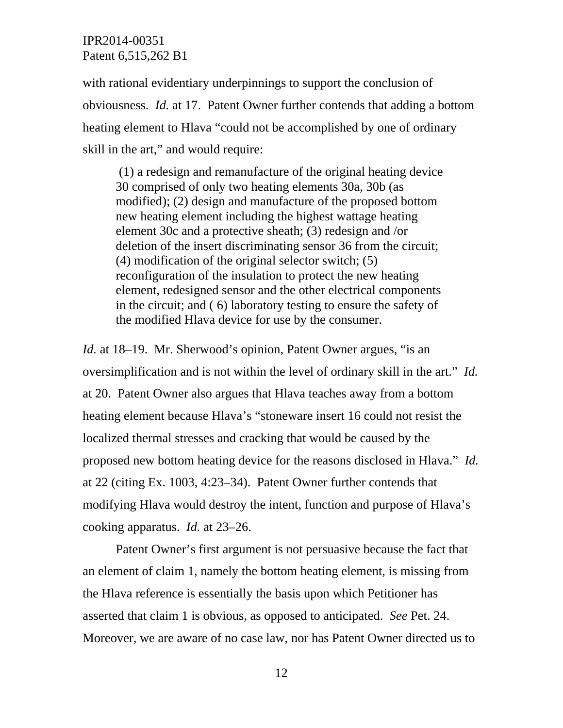with rational evidentiary underpinnings to support the conclusion of obviousness. *Id.* at 17. Patent Owner further contends that adding a bottom heating element to Hlava "could not be accomplished by one of ordinary skill in the art," and would require:

> (1) a redesign and remanufacture of the original heating device 30 comprised of only two heating elements 30a, 30b (as modified); (2) design and manufacture of the proposed bottom new heating element including the highest wattage heating element 30c and a protective sheath; (3) redesign and /or deletion of the insert discriminating sensor 36 from the circuit; (4) modification of the original selector switch; (5) reconfiguration of the insulation to protect the new heating element, redesigned sensor and the other electrical components in the circuit; and ( 6) laboratory testing to ensure the safety of the modified Hlava device for use by the consumer.

*Id.* at 18–19. Mr. Sherwood's opinion, Patent Owner argues, "is an oversimplification and is not within the level of ordinary skill in the art." *Id.* at 20. Patent Owner also argues that Hlava teaches away from a bottom heating element because Hlava's "stoneware insert 16 could not resist the localized thermal stresses and cracking that would be caused by the proposed new bottom heating device for the reasons disclosed in Hlava." *Id.* at 22 (citing Ex. 1003, 4:23–34). Patent Owner further contends that modifying Hlava would destroy the intent, function and purpose of Hlava's cooking apparatus. *Id.* at 23–26.

Patent Owner's first argument is not persuasive because the fact that an element of claim 1, namely the bottom heating element, is missing from the Hlava reference is essentially the basis upon which Petitioner has asserted that claim 1 is obvious, as opposed to anticipated. *See* Pet. 24. Moreover, we are aware of no case law, nor has Patent Owner directed us to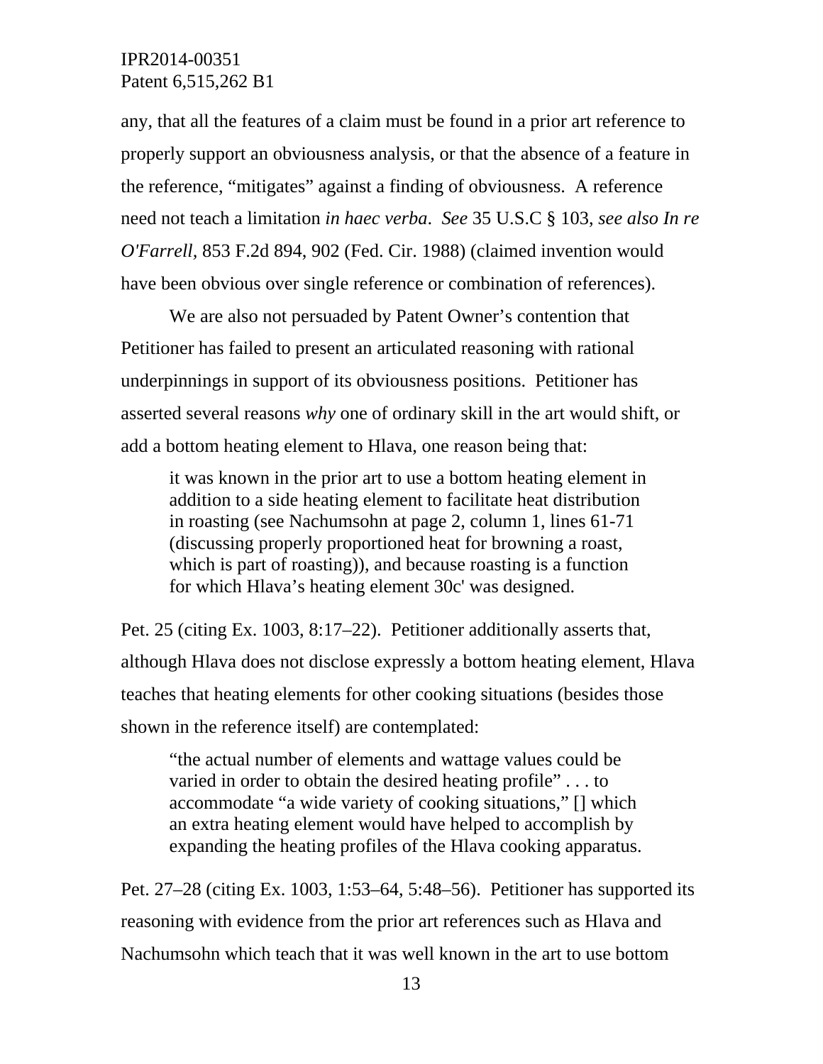any, that all the features of a claim must be found in a prior art reference to properly support an obviousness analysis, or that the absence of a feature in the reference, "mitigates" against a finding of obviousness. A reference need not teach a limitation *in haec verba*. *See* 35 U.S.C § 103, *see also In re O'Farrell*, 853 F.2d 894, 902 (Fed. Cir. 1988) (claimed invention would have been obvious over single reference or combination of references).

We are also not persuaded by Patent Owner's contention that Petitioner has failed to present an articulated reasoning with rational underpinnings in support of its obviousness positions. Petitioner has asserted several reasons *why* one of ordinary skill in the art would shift, or add a bottom heating element to Hlava, one reason being that:

> it was known in the prior art to use a bottom heating element in addition to a side heating element to facilitate heat distribution in roasting (see Nachumsohn at page 2, column 1, lines 61-71 (discussing properly proportioned heat for browning a roast, which is part of roasting)), and because roasting is a function for which Hlava's heating element 30c' was designed.

Pet. 25 (citing Ex. 1003, 8:17–22). Petitioner additionally asserts that, although Hlava does not disclose expressly a bottom heating element, Hlava teaches that heating elements for other cooking situations (besides those shown in the reference itself) are contemplated:

> "the actual number of elements and wattage values could be varied in order to obtain the desired heating profile" . . . to accommodate "a wide variety of cooking situations," [] which an extra heating element would have helped to accomplish by expanding the heating profiles of the Hlava cooking apparatus.

Pet. 27–28 (citing Ex. 1003, 1:53–64, 5:48–56). Petitioner has supported its reasoning with evidence from the prior art references such as Hlava and Nachumsohn which teach that it was well known in the art to use bottom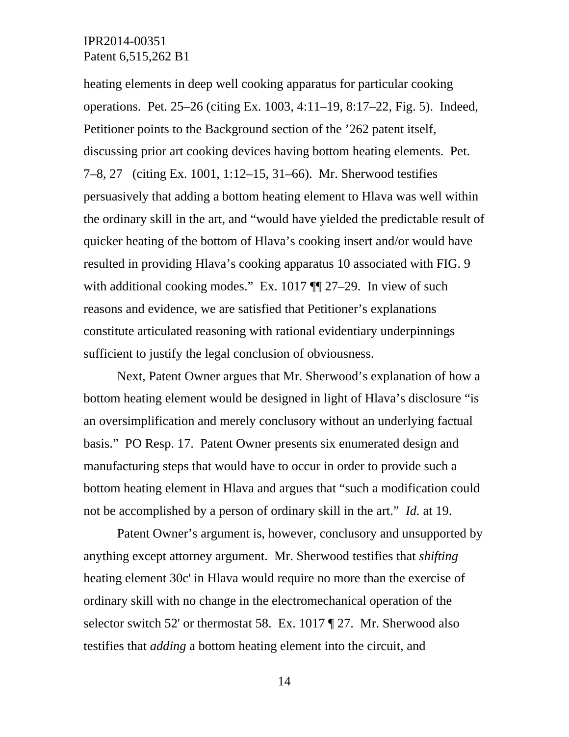heating elements in deep well cooking apparatus for particular cooking operations. Pet. 25–26 (citing Ex. 1003, 4:11–19, 8:17–22, Fig. 5). Indeed, Petitioner points to the Background section of the ’262 patent itself, discussing prior art cooking devices having bottom heating elements. Pet. 7–8, 27 (citing Ex. 1001, 1:12–15, 31–66). Mr. Sherwood testifies persuasively that adding a bottom heating element to Hlava was well within the ordinary skill in the art, and “would have yielded the predictable result of quicker heating of the bottom of Hlava’s cooking insert and/or would have resulted in providing Hlava’s cooking apparatus 10 associated with FIG. 9 with additional cooking modes.” Ex. 1017 ¶¶ 27–29. In view of such reasons and evidence, we are satisfied that Petitioner’s explanations constitute articulated reasoning with rational evidentiary underpinnings sufficient to justify the legal conclusion of obviousness.

Next, Patent Owner argues that Mr. Sherwood’s explanation of how a bottom heating element would be designed in light of Hlava’s disclosure “is an oversimplification and merely conclusory without an underlying factual basis.” PO Resp. 17. Patent Owner presents six enumerated design and manufacturing steps that would have to occur in order to provide such a bottom heating element in Hlava and argues that “such a modification could not be accomplished by a person of ordinary skill in the art.” *Id.* at 19.

Patent Owner’s argument is, however, conclusory and unsupported by anything except attorney argument. Mr. Sherwood testifies that *shifting* heating element 30c' in Hlava would require no more than the exercise of ordinary skill with no change in the electromechanical operation of the selector switch 52' or thermostat 58. Ex. 1017 ¶ 27. Mr. Sherwood also testifies that *adding* a bottom heating element into the circuit, and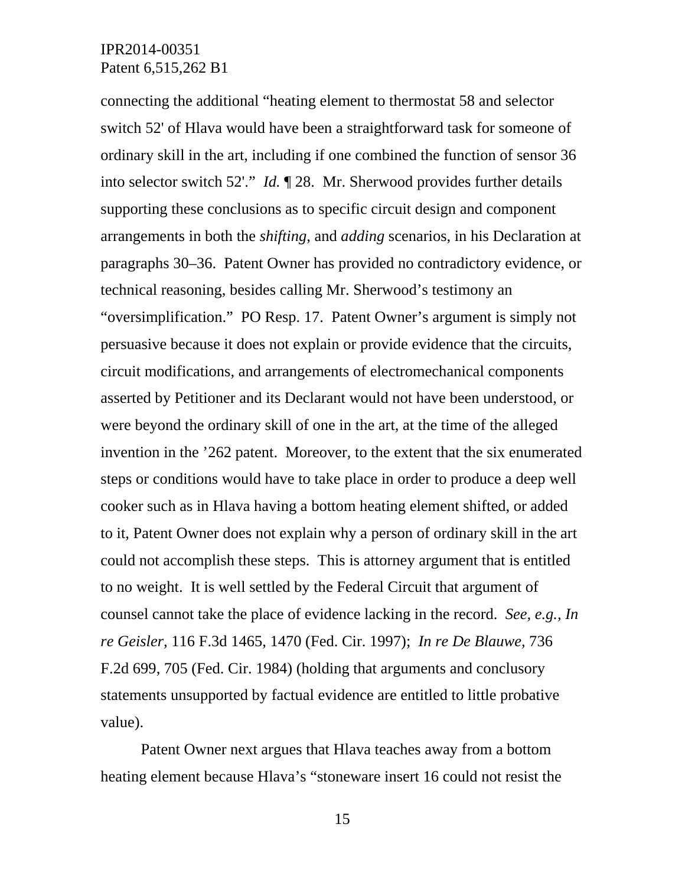connecting the additional "heating element to thermostat 58 and selector switch 52' of Hlava would have been a straightforward task for someone of ordinary skill in the art, including if one combined the function of sensor 36 into selector switch 52'." *Id.* ¶ 28. Mr. Sherwood provides further details supporting these conclusions as to specific circuit design and component arrangements in both the *shifting*, and *adding* scenarios, in his Declaration at paragraphs 30–36. Patent Owner has provided no contradictory evidence, or technical reasoning, besides calling Mr. Sherwood's testimony an "oversimplification." PO Resp. 17. Patent Owner's argument is simply not persuasive because it does not explain or provide evidence that the circuits, circuit modifications, and arrangements of electromechanical components asserted by Petitioner and its Declarant would not have been understood, or were beyond the ordinary skill of one in the art, at the time of the alleged invention in the '262 patent. Moreover, to the extent that the six enumerated steps or conditions would have to take place in order to produce a deep well cooker such as in Hlava having a bottom heating element shifted, or added to it, Patent Owner does not explain why a person of ordinary skill in the art could not accomplish these steps. This is attorney argument that is entitled to no weight. It is well settled by the Federal Circuit that argument of counsel cannot take the place of evidence lacking in the record. *See, e.g., In re Geisler*, 116 F.3d 1465, 1470 (Fed. Cir. 1997); *In re De Blauwe*, 736 F.2d 699, 705 (Fed. Cir. 1984) (holding that arguments and conclusory statements unsupported by factual evidence are entitled to little probative value).

Patent Owner next argues that Hlava teaches away from a bottom heating element because Hlava's "stoneware insert 16 could not resist the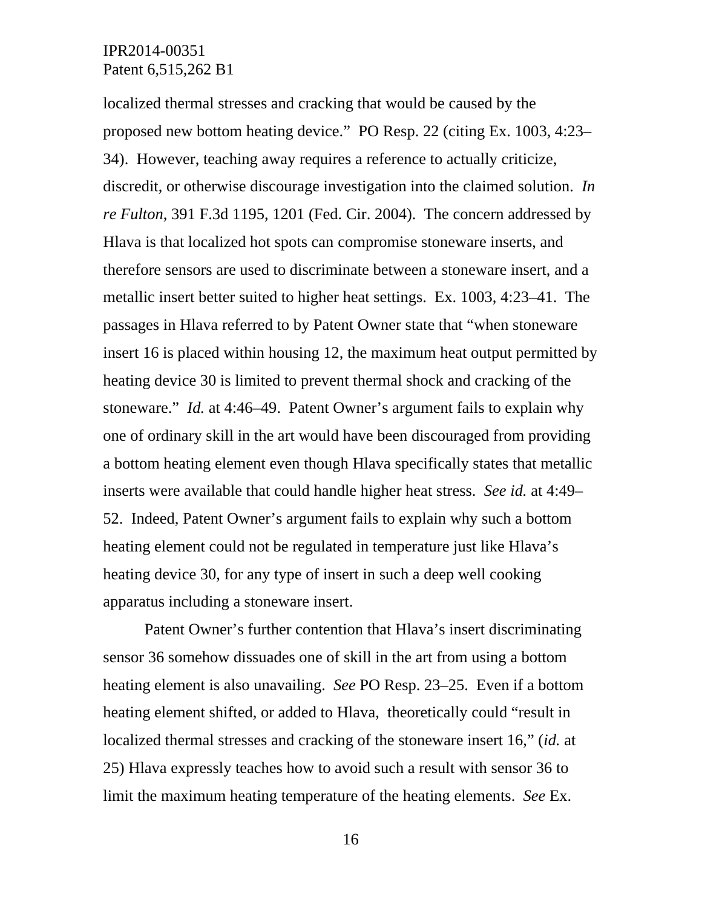localized thermal stresses and cracking that would be caused by the proposed new bottom heating device." PO Resp. 22 (citing Ex. 1003, 4:23–34). However, teaching away requires a reference to actually criticize, discredit, or otherwise discourage investigation into the claimed solution. *In re Fulton*, 391 F.3d 1195, 1201 (Fed. Cir. 2004). The concern addressed by Hlava is that localized hot spots can compromise stoneware inserts, and therefore sensors are used to discriminate between a stoneware insert, and a metallic insert better suited to higher heat settings. Ex. 1003, 4:23–41. The passages in Hlava referred to by Patent Owner state that "when stoneware insert 16 is placed within housing 12, the maximum heat output permitted by heating device 30 is limited to prevent thermal shock and cracking of the stoneware." *Id.* at 4:46–49. Patent Owner's argument fails to explain why one of ordinary skill in the art would have been discouraged from providing a bottom heating element even though Hlava specifically states that metallic inserts were available that could handle higher heat stress. *See id.* at 4:49–52. Indeed, Patent Owner's argument fails to explain why such a bottom heating element could not be regulated in temperature just like Hlava's heating device 30, for any type of insert in such a deep well cooking apparatus including a stoneware insert.

Patent Owner's further contention that Hlava's insert discriminating sensor 36 somehow dissuades one of skill in the art from using a bottom heating element is also unavailing. *See* PO Resp. 23–25. Even if a bottom heating element shifted, or added to Hlava, theoretically could "result in localized thermal stresses and cracking of the stoneware insert 16," (*id.* at 25) Hlava expressly teaches how to avoid such a result with sensor 36 to limit the maximum heating temperature of the heating elements. *See* Ex.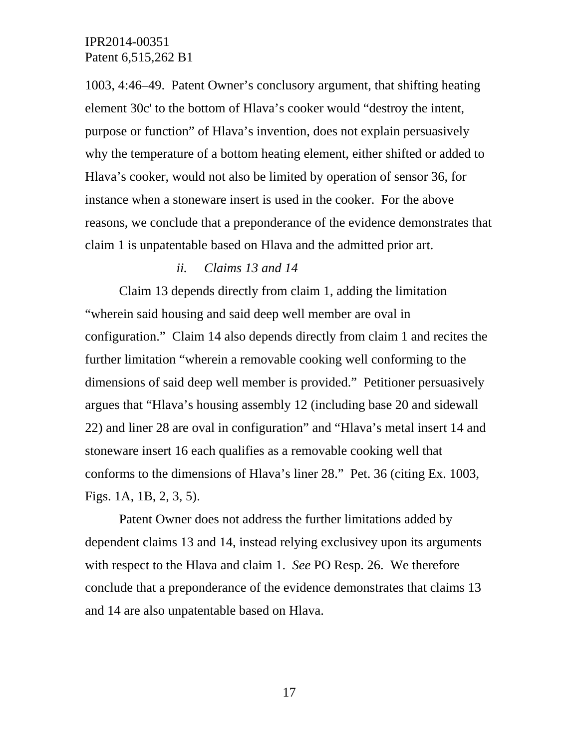1003, 4:46–49. Patent Owner's conclusory argument, that shifting heating element 30c' to the bottom of Hlava's cooker would "destroy the intent, purpose or function" of Hlava's invention, does not explain persuasively why the temperature of a bottom heating element, either shifted or added to Hlava's cooker, would not also be limited by operation of sensor 36, for instance when a stoneware insert is used in the cooker. For the above reasons, we conclude that a preponderance of the evidence demonstrates that claim 1 is unpatentable based on Hlava and the admitted prior art.

*ii. Claims 13 and 14*

Claim 13 depends directly from claim 1, adding the limitation "wherein said housing and said deep well member are oval in configuration." Claim 14 also depends directly from claim 1 and recites the further limitation "wherein a removable cooking well conforming to the dimensions of said deep well member is provided." Petitioner persuasively argues that "Hlava's housing assembly 12 (including base 20 and sidewall 22) and liner 28 are oval in configuration" and "Hlava's metal insert 14 and stoneware insert 16 each qualifies as a removable cooking well that conforms to the dimensions of Hlava's liner 28." Pet. 36 (citing Ex. 1003, Figs. 1A, 1B, 2, 3, 5).

Patent Owner does not address the further limitations added by dependent claims 13 and 14, instead relying exclusivey upon its arguments with respect to the Hlava and claim 1. *See* PO Resp. 26. We therefore conclude that a preponderance of the evidence demonstrates that claims 13 and 14 are also unpatentable based on Hlava.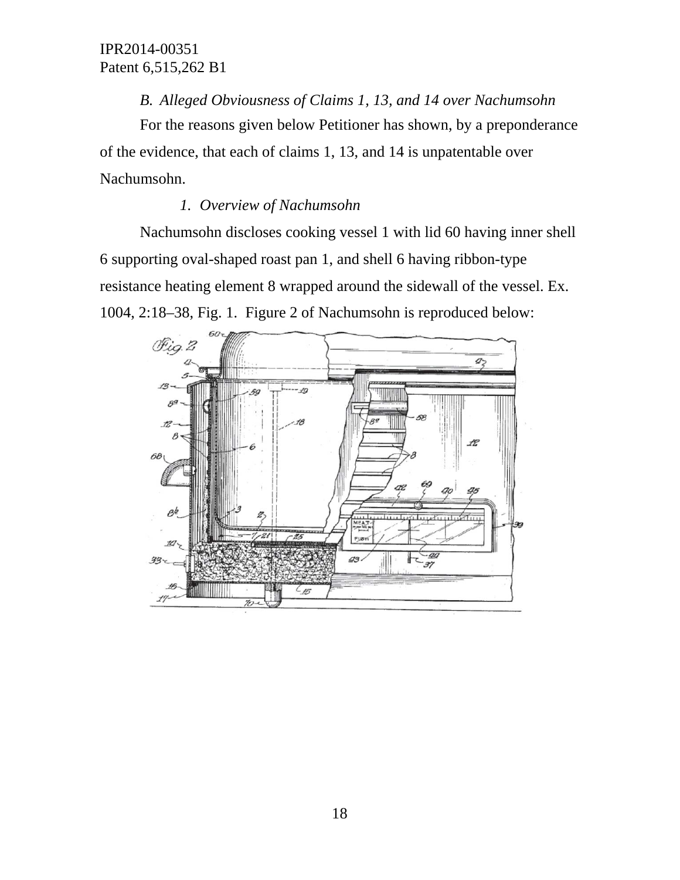*B. Alleged Obviousness of Claims 1, 13, and 14 over Nachumsohn*

For the reasons given below Petitioner has shown, by a preponderance of the evidence, that each of claims 1, 13, and 14 is unpatentable over Nachumsohn.

*1. Overview of Nachumsohn*

Nachumsohn discloses cooking vessel 1 with lid 60 having inner shell 6 supporting oval-shaped roast pan 1, and shell 6 having ribbon-type resistance heating element 8 wrapped around the sidewall of the vessel. Ex. 1004, 2:18–38, Fig. 1. Figure 2 of Nachumsohn is reproduced below: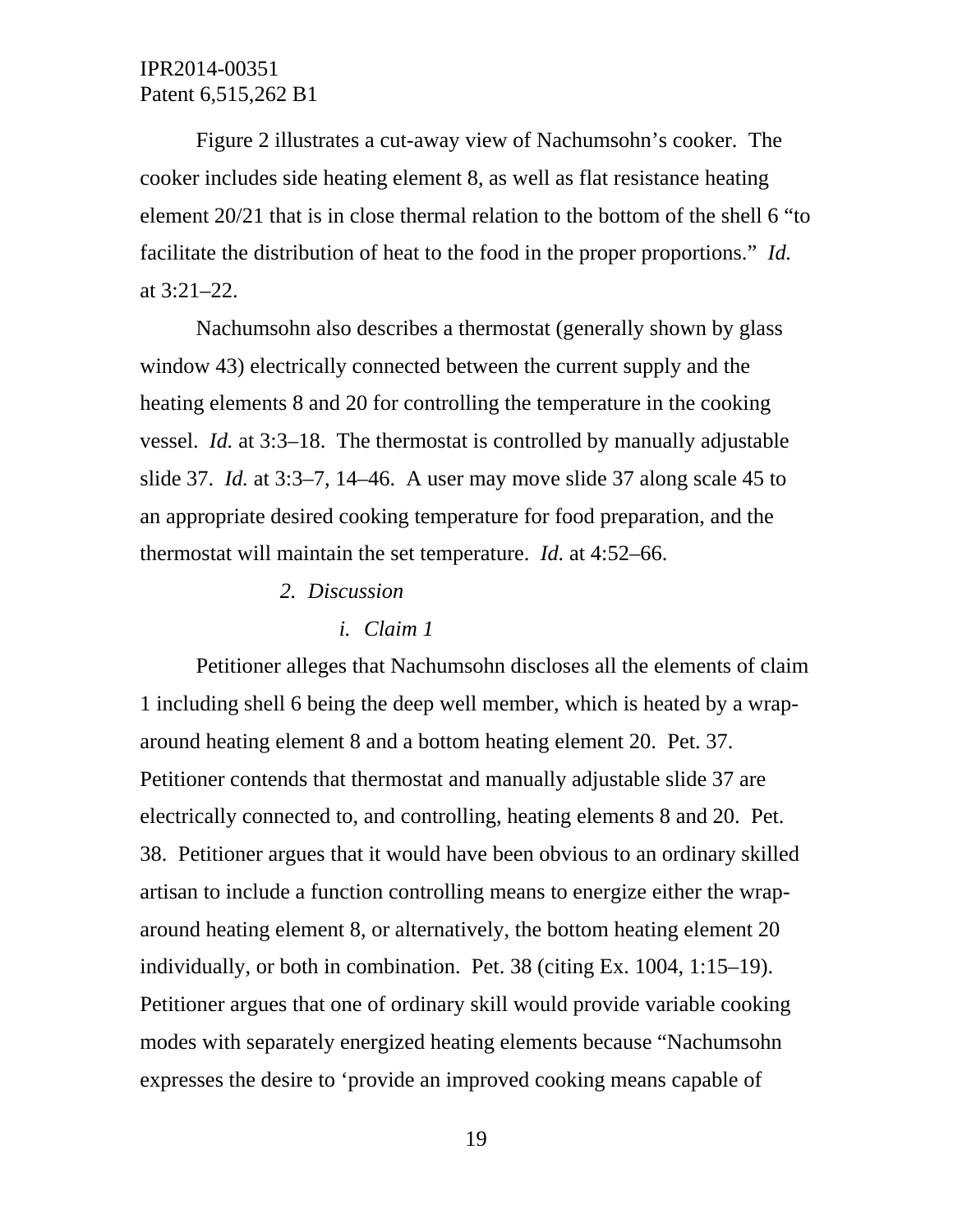Figure 2 illustrates a cut-away view of Nachumsohn's cooker. The cooker includes side heating element 8, as well as flat resistance heating element 20/21 that is in close thermal relation to the bottom of the shell 6 "to facilitate the distribution of heat to the food in the proper proportions." *Id.* at 3:21–22.

Nachumsohn also describes a thermostat (generally shown by glass window 43) electrically connected between the current supply and the heating elements 8 and 20 for controlling the temperature in the cooking vessel. *Id.* at 3:3–18. The thermostat is controlled by manually adjustable slide 37. *Id.* at 3:3–7, 14–46. A user may move slide 37 along scale 45 to an appropriate desired cooking temperature for food preparation, and the thermostat will maintain the set temperature. *Id.* at 4:52–66.

#### 2. *Discussion*

##### i. *Claim 1*

Petitioner alleges that Nachumsohn discloses all the elements of claim 1 including shell 6 being the deep well member, which is heated by a wrap-around heating element 8 and a bottom heating element 20. Pet. 37. Petitioner contends that thermostat and manually adjustable slide 37 are electrically connected to, and controlling, heating elements 8 and 20. Pet. 38. Petitioner argues that it would have been obvious to an ordinary skilled artisan to include a function controlling means to energize either the wrap-around heating element 8, or alternatively, the bottom heating element 20 individually, or both in combination. Pet. 38 (citing Ex. 1004, 1:15–19). Petitioner argues that one of ordinary skill would provide variable cooking modes with separately energized heating elements because "Nachumsohn expresses the desire to 'provide an improved cooking means capable of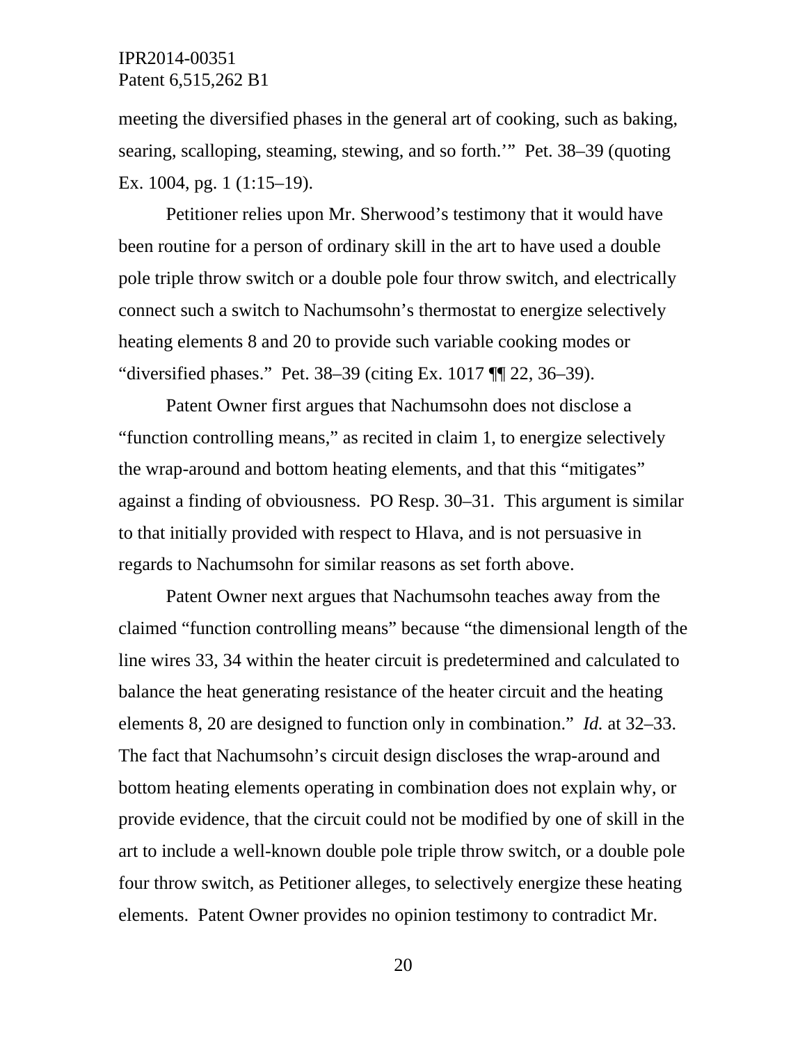meeting the diversified phases in the general art of cooking, such as baking, searing, scalloping, steaming, stewing, and so forth.'" Pet. 38–39 (quoting Ex. 1004, pg. 1 (1:15–19).

Petitioner relies upon Mr. Sherwood's testimony that it would have been routine for a person of ordinary skill in the art to have used a double pole triple throw switch or a double pole four throw switch, and electrically connect such a switch to Nachumsohn's thermostat to energize selectively heating elements 8 and 20 to provide such variable cooking modes or "diversified phases." Pet. 38–39 (citing Ex. 1017 ¶¶ 22, 36–39).

Patent Owner first argues that Nachumsohn does not disclose a "function controlling means," as recited in claim 1, to energize selectively the wrap-around and bottom heating elements, and that this "mitigates" against a finding of obviousness. PO Resp. 30–31. This argument is similar to that initially provided with respect to Hlava, and is not persuasive in regards to Nachumsohn for similar reasons as set forth above.

Patent Owner next argues that Nachumsohn teaches away from the claimed "function controlling means" because "the dimensional length of the line wires 33, 34 within the heater circuit is predetermined and calculated to balance the heat generating resistance of the heater circuit and the heating elements 8, 20 are designed to function only in combination." *Id.* at 32–33. The fact that Nachumsohn's circuit design discloses the wrap-around and bottom heating elements operating in combination does not explain why, or provide evidence, that the circuit could not be modified by one of skill in the art to include a well-known double pole triple throw switch, or a double pole four throw switch, as Petitioner alleges, to selectively energize these heating elements. Patent Owner provides no opinion testimony to contradict Mr.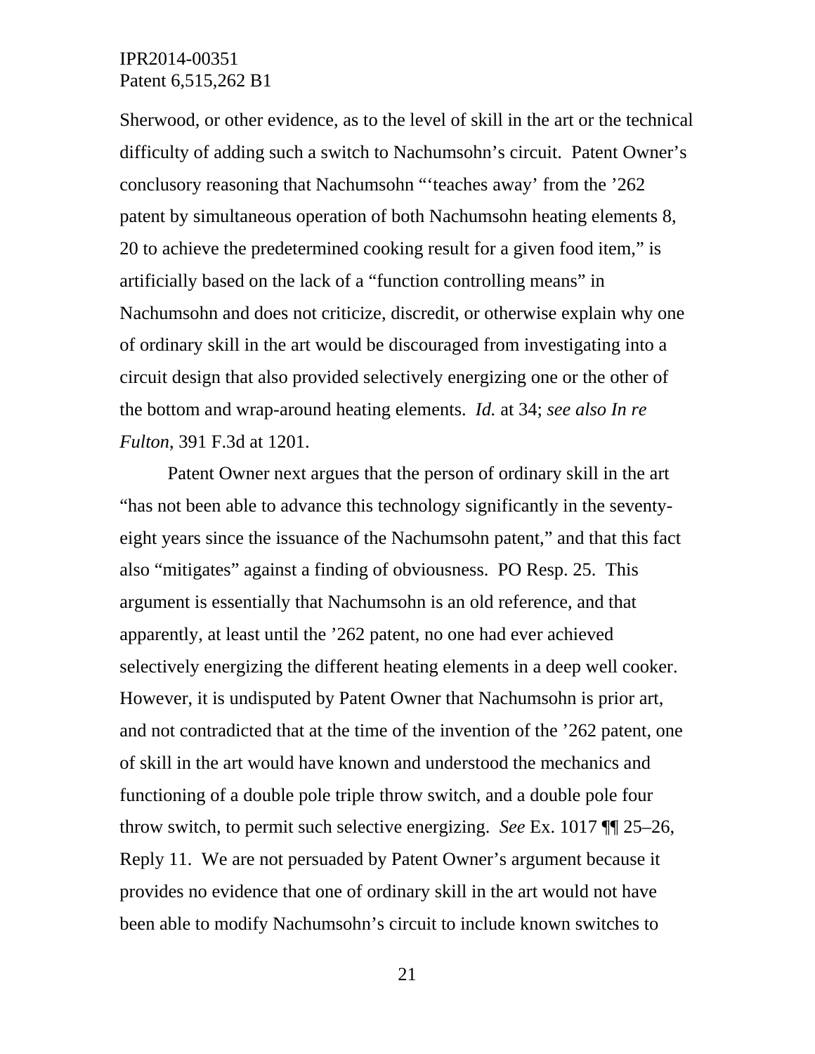Sherwood, or other evidence, as to the level of skill in the art or the technical difficulty of adding such a switch to Nachumsohn's circuit. Patent Owner's conclusory reasoning that Nachumsohn "'teaches away' from the '262 patent by simultaneous operation of both Nachumsohn heating elements 8, 20 to achieve the predetermined cooking result for a given food item," is artificially based on the lack of a "function controlling means" in Nachumsohn and does not criticize, discredit, or otherwise explain why one of ordinary skill in the art would be discouraged from investigating into a circuit design that also provided selectively energizing one or the other of the bottom and wrap-around heating elements. *Id.* at 34; *see also In re Fulton*, 391 F.3d at 1201.

Patent Owner next argues that the person of ordinary skill in the art "has not been able to advance this technology significantly in the seventy-eight years since the issuance of the Nachumsohn patent," and that this fact also "mitigates" against a finding of obviousness. PO Resp. 25. This argument is essentially that Nachumsohn is an old reference, and that apparently, at least until the '262 patent, no one had ever achieved selectively energizing the different heating elements in a deep well cooker. However, it is undisputed by Patent Owner that Nachumsohn is prior art, and not contradicted that at the time of the invention of the '262 patent, one of skill in the art would have known and understood the mechanics and functioning of a double pole triple throw switch, and a double pole four throw switch, to permit such selective energizing. *See* Ex. 1017 ¶¶ 25–26, Reply 11. We are not persuaded by Patent Owner's argument because it provides no evidence that one of ordinary skill in the art would not have been able to modify Nachumsohn's circuit to include known switches to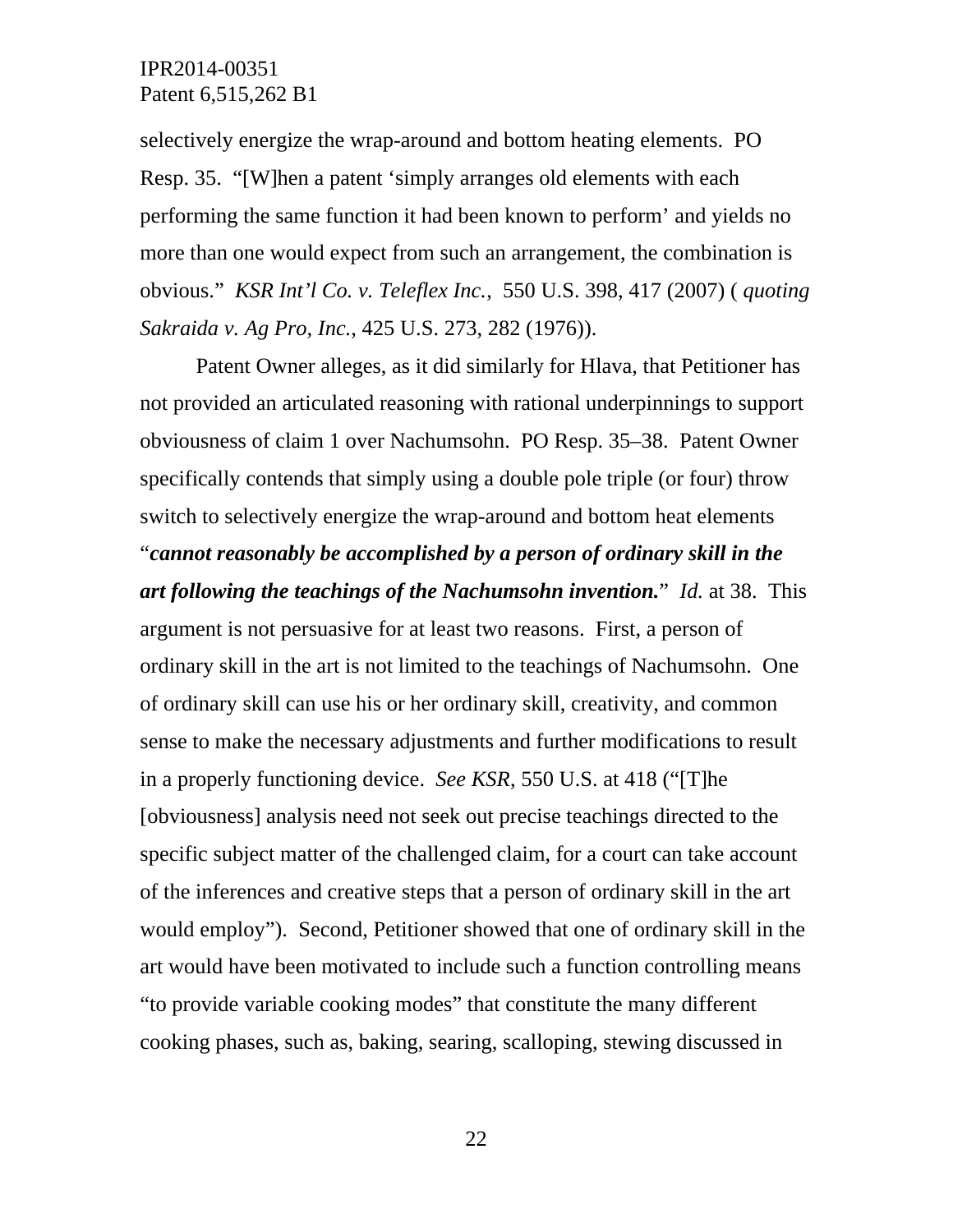selectively energize the wrap-around and bottom heating elements. PO Resp. 35. "[W]hen a patent 'simply arranges old elements with each performing the same function it had been known to perform' and yields no more than one would expect from such an arrangement, the combination is obvious." *KSR Int'l Co. v. Teleflex Inc.*, 550 U.S. 398, 417 (2007) ( *quoting Sakraida v. Ag Pro, Inc.*, 425 U.S. 273, 282 (1976)).

Patent Owner alleges, as it did similarly for Hlava, that Petitioner has not provided an articulated reasoning with rational underpinnings to support obviousness of claim 1 over Nachumsohn. PO Resp. 35–38. Patent Owner specifically contends that simply using a double pole triple (or four) throw switch to selectively energize the wrap-around and bottom heat elements "***cannot reasonably be accomplished by a person of ordinary skill in the art following the teachings of the Nachumsohn invention.***" *Id.* at 38. This argument is not persuasive for at least two reasons. First, a person of ordinary skill in the art is not limited to the teachings of Nachumsohn. One of ordinary skill can use his or her ordinary skill, creativity, and common sense to make the necessary adjustments and further modifications to result in a properly functioning device. *See KSR*, 550 U.S. at 418 ("[T]he [obviousness] analysis need not seek out precise teachings directed to the specific subject matter of the challenged claim, for a court can take account of the inferences and creative steps that a person of ordinary skill in the art would employ"). Second, Petitioner showed that one of ordinary skill in the art would have been motivated to include such a function controlling means "to provide variable cooking modes" that constitute the many different cooking phases, such as, baking, searing, scalloping, stewing discussed in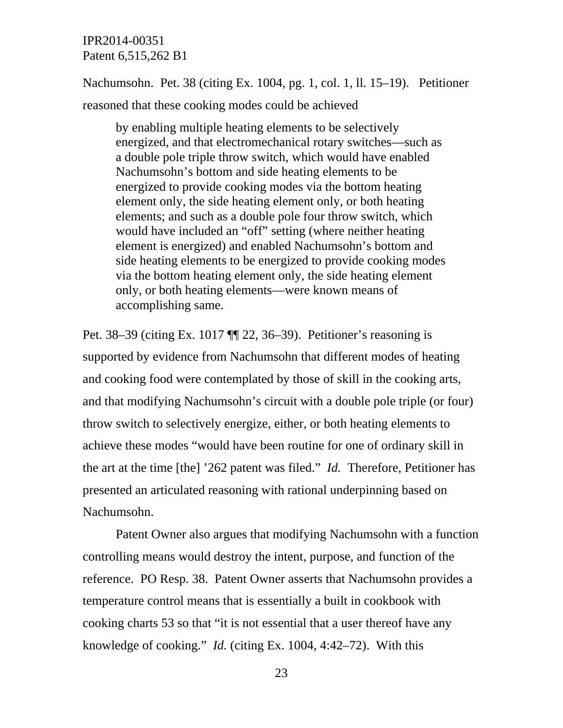Nachumsohn. Pet. 38 (citing Ex. 1004, pg. 1, col. 1, ll. 15–19). Petitioner reasoned that these cooking modes could be achieved

> by enabling multiple heating elements to be selectively energized, and that electromechanical rotary switches—such as a double pole triple throw switch, which would have enabled Nachumsohn's bottom and side heating elements to be energized to provide cooking modes via the bottom heating element only, the side heating element only, or both heating elements; and such as a double pole four throw switch, which would have included an "off" setting (where neither heating element is energized) and enabled Nachumsohn's bottom and side heating elements to be energized to provide cooking modes via the bottom heating element only, the side heating element only, or both heating elements—were known means of accomplishing same.

Pet. 38–39 (citing Ex. 1017 ¶¶ 22, 36–39). Petitioner's reasoning is supported by evidence from Nachumsohn that different modes of heating and cooking food were contemplated by those of skill in the cooking arts, and that modifying Nachumsohn's circuit with a double pole triple (or four) throw switch to selectively energize, either, or both heating elements to achieve these modes "would have been routine for one of ordinary skill in the art at the time [the] '262 patent was filed." *Id.* Therefore, Petitioner has presented an articulated reasoning with rational underpinning based on Nachumsohn.

Patent Owner also argues that modifying Nachumsohn with a function controlling means would destroy the intent, purpose, and function of the reference. PO Resp. 38. Patent Owner asserts that Nachumsohn provides a temperature control means that is essentially a built in cookbook with cooking charts 53 so that "it is not essential that a user thereof have any knowledge of cooking." *Id.* (citing Ex. 1004, 4:42–72). With this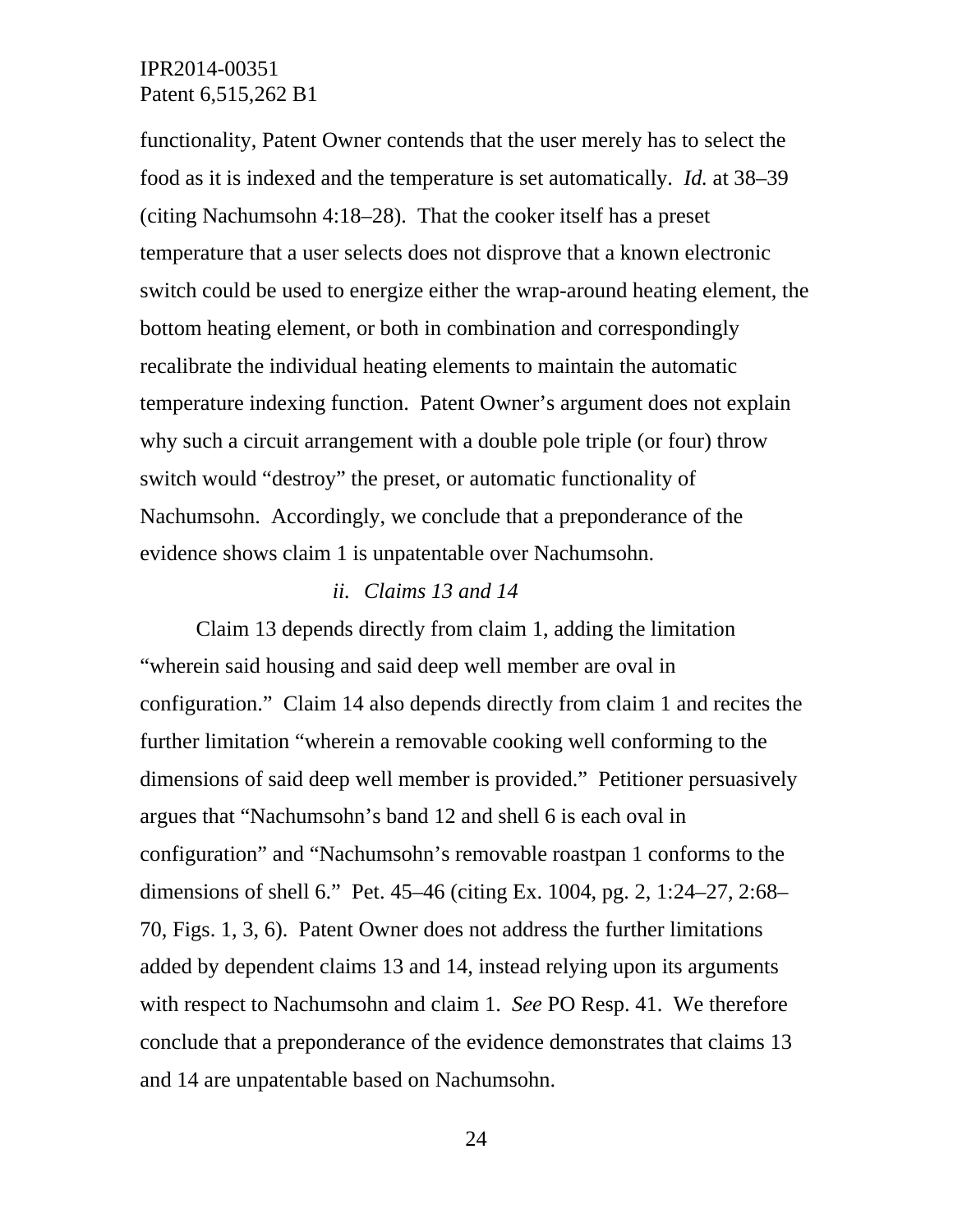functionality, Patent Owner contends that the user merely has to select the food as it is indexed and the temperature is set automatically. *Id.* at 38–39 (citing Nachumsohn 4:18–28). That the cooker itself has a preset temperature that a user selects does not disprove that a known electronic switch could be used to energize either the wrap-around heating element, the bottom heating element, or both in combination and correspondingly recalibrate the individual heating elements to maintain the automatic temperature indexing function. Patent Owner's argument does not explain why such a circuit arrangement with a double pole triple (or four) throw switch would "destroy" the preset, or automatic functionality of Nachumsohn. Accordingly, we conclude that a preponderance of the evidence shows claim 1 is unpatentable over Nachumsohn.

*ii. Claims 13 and 14*

Claim 13 depends directly from claim 1, adding the limitation "wherein said housing and said deep well member are oval in configuration." Claim 14 also depends directly from claim 1 and recites the further limitation "wherein a removable cooking well conforming to the dimensions of said deep well member is provided." Petitioner persuasively argues that "Nachumsohn's band 12 and shell 6 is each oval in configuration" and "Nachumsohn's removable roastpan 1 conforms to the dimensions of shell 6." Pet. 45–46 (citing Ex. 1004, pg. 2, 1:24–27, 2:68–70, Figs. 1, 3, 6). Patent Owner does not address the further limitations added by dependent claims 13 and 14, instead relying upon its arguments with respect to Nachumsohn and claim 1. *See* PO Resp. 41. We therefore conclude that a preponderance of the evidence demonstrates that claims 13 and 14 are unpatentable based on Nachumsohn.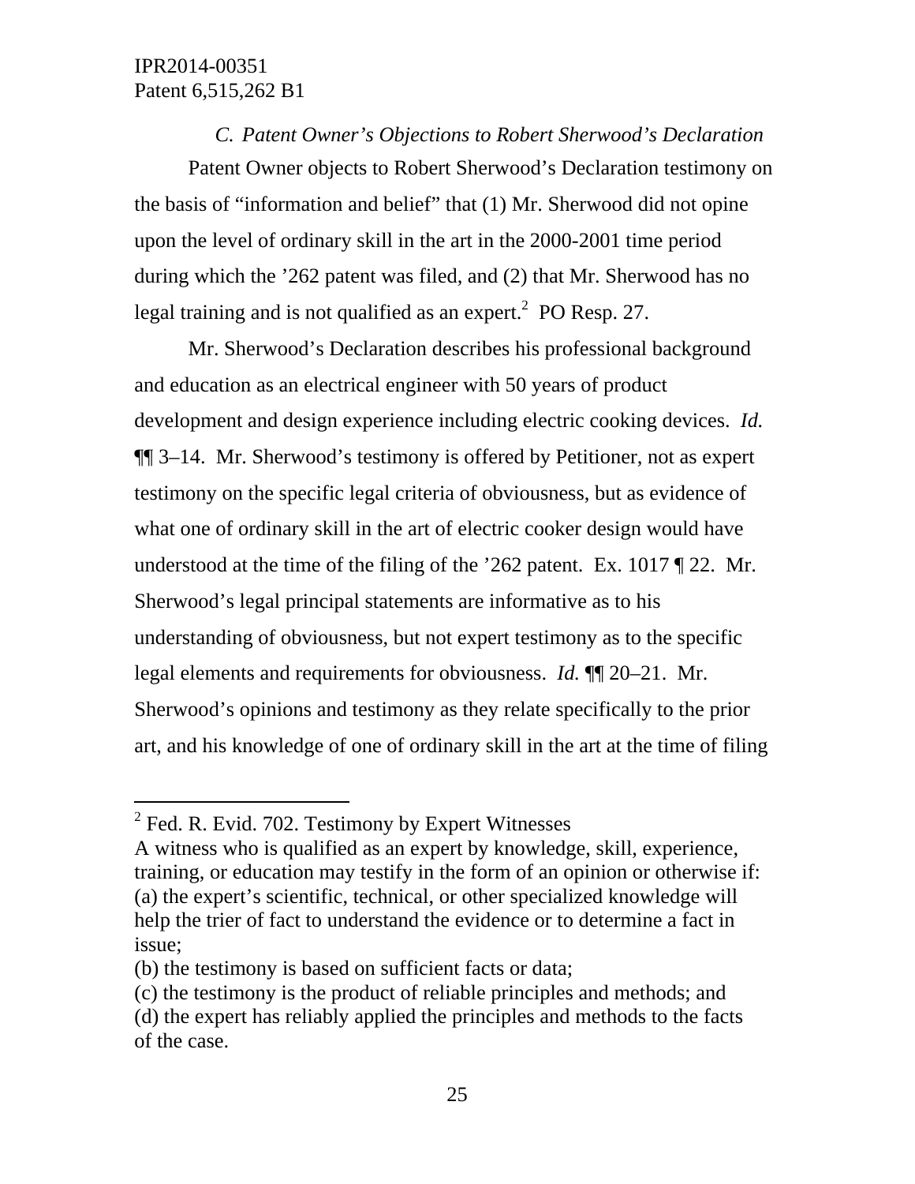*C. Patent Owner's Objections to Robert Sherwood's Declaration*

Patent Owner objects to Robert Sherwood's Declaration testimony on the basis of "information and belief" that (1) Mr. Sherwood did not opine upon the level of ordinary skill in the art in the 2000-2001 time period during which the '262 patent was filed, and (2) that Mr. Sherwood has no legal training and is not qualified as an expert.[2] PO Resp. 27.

Mr. Sherwood's Declaration describes his professional background and education as an electrical engineer with 50 years of product development and design experience including electric cooking devices. *Id.* ¶¶ 3–14. Mr. Sherwood's testimony is offered by Petitioner, not as expert testimony on the specific legal criteria of obviousness, but as evidence of what one of ordinary skill in the art of electric cooker design would have understood at the time of the filing of the '262 patent. Ex. 1017 ¶ 22. Mr. Sherwood's legal principal statements are informative as to his understanding of obviousness, but not expert testimony as to the specific legal elements and requirements for obviousness. *Id.* ¶¶ 20–21. Mr. Sherwood's opinions and testimony as they relate specifically to the prior art, and his knowledge of one of ordinary skill in the art at the time of filing

---

[2] Fed. R. Evid. 702. Testimony by Expert Witnesses
A witness who is qualified as an expert by knowledge, skill, experience, training, or education may testify in the form of an opinion or otherwise if:
(a) the expert's scientific, technical, or other specialized knowledge will help the trier of fact to understand the evidence or to determine a fact in issue;
(b) the testimony is based on sufficient facts or data;
(c) the testimony is the product of reliable principles and methods; and
(d) the expert has reliably applied the principles and methods to the facts of the case.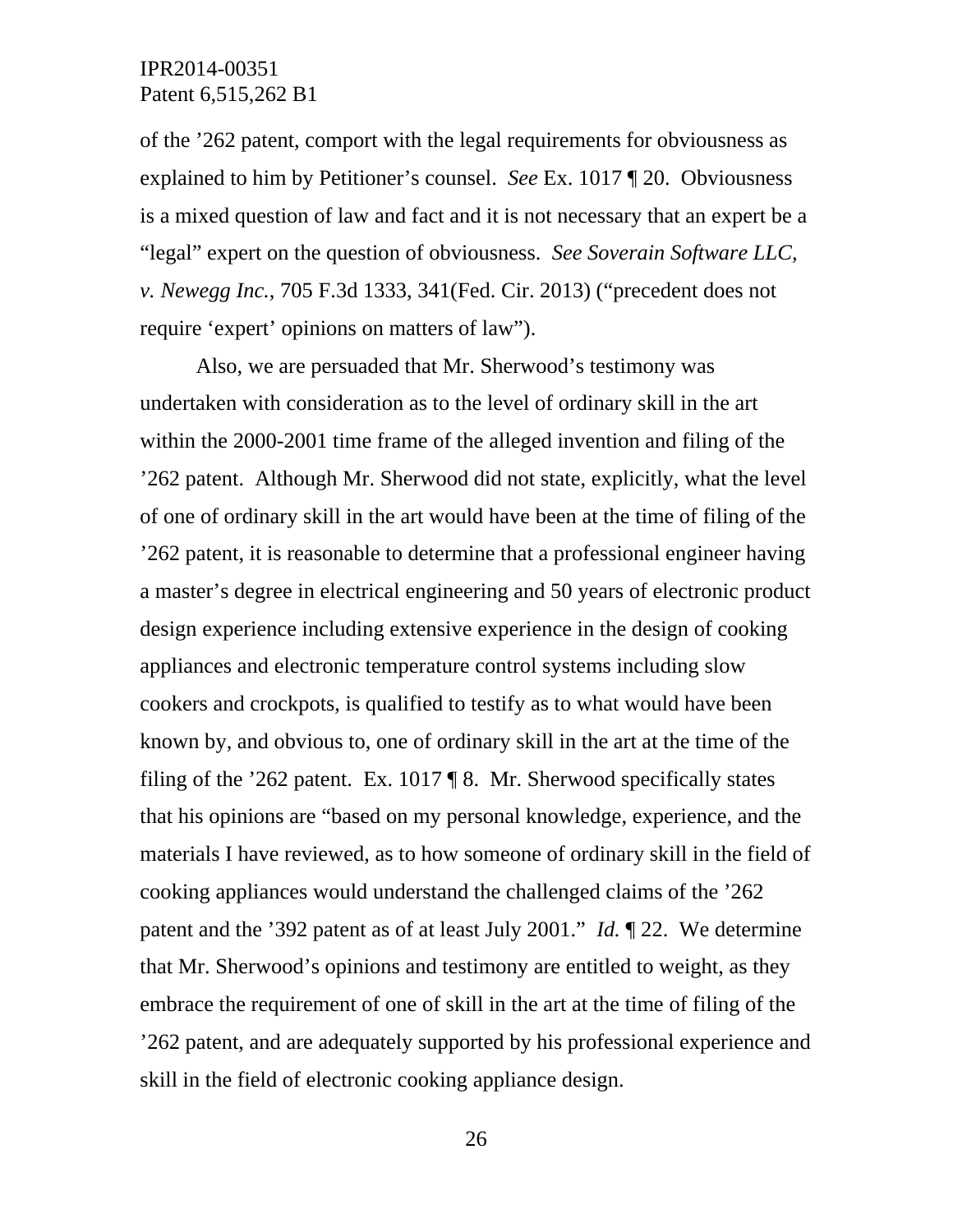of the ’262 patent, comport with the legal requirements for obviousness as explained to him by Petitioner’s counsel. *See* Ex. 1017 ¶ 20. Obviousness is a mixed question of law and fact and it is not necessary that an expert be a “legal” expert on the question of obviousness. *See Soverain Software LLC, v. Newegg Inc.*, 705 F.3d 1333, 341(Fed. Cir. 2013) (“precedent does not require ‘expert’ opinions on matters of law”).

Also, we are persuaded that Mr. Sherwood’s testimony was undertaken with consideration as to the level of ordinary skill in the art within the 2000-2001 time frame of the alleged invention and filing of the ’262 patent. Although Mr. Sherwood did not state, explicitly, what the level of one of ordinary skill in the art would have been at the time of filing of the ’262 patent, it is reasonable to determine that a professional engineer having a master’s degree in electrical engineering and 50 years of electronic product design experience including extensive experience in the design of cooking appliances and electronic temperature control systems including slow cookers and crockpots, is qualified to testify as to what would have been known by, and obvious to, one of ordinary skill in the art at the time of the filing of the ’262 patent. Ex. 1017 ¶ 8. Mr. Sherwood specifically states that his opinions are “based on my personal knowledge, experience, and the materials I have reviewed, as to how someone of ordinary skill in the field of cooking appliances would understand the challenged claims of the ’262 patent and the ’392 patent as of at least July 2001.” *Id.* ¶ 22. We determine that Mr. Sherwood’s opinions and testimony are entitled to weight, as they embrace the requirement of one of skill in the art at the time of filing of the ’262 patent, and are adequately supported by his professional experience and skill in the field of electronic cooking appliance design.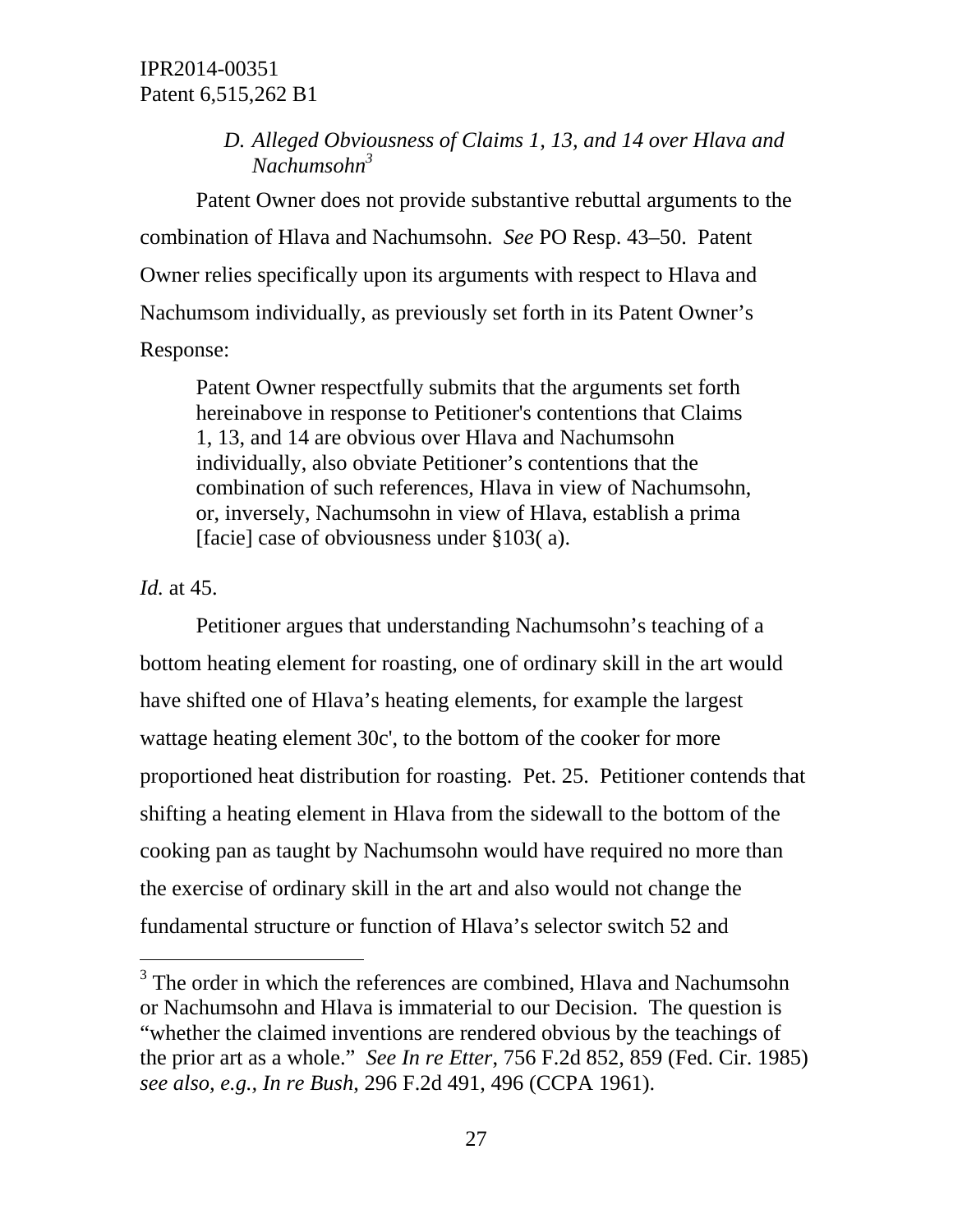### *D. Alleged Obviousness of Claims 1, 13, and 14 over Hlava and Nachumsohn*[3]

Patent Owner does not provide substantive rebuttal arguments to the combination of Hlava and Nachumsohn. *See* PO Resp. 43–50. Patent Owner relies specifically upon its arguments with respect to Hlava and Nachumsom individually, as previously set forth in its Patent Owner's Response:

> Patent Owner respectfully submits that the arguments set forth hereinabove in response to Petitioner's contentions that Claims 1, 13, and 14 are obvious over Hlava and Nachumsohn individually, also obviate Petitioner's contentions that the combination of such references, Hlava in view of Nachumsohn, or, inversely, Nachumsohn in view of Hlava, establish a prima [facie] case of obviousness under §103( a).

*Id.* at 45.

Petitioner argues that understanding Nachumsohn's teaching of a bottom heating element for roasting, one of ordinary skill in the art would have shifted one of Hlava's heating elements, for example the largest wattage heating element 30c', to the bottom of the cooker for more proportioned heat distribution for roasting. Pet. 25. Petitioner contends that shifting a heating element in Hlava from the sidewall to the bottom of the cooking pan as taught by Nachumsohn would have required no more than the exercise of ordinary skill in the art and also would not change the fundamental structure or function of Hlava's selector switch 52 and

---

[3] The order in which the references are combined, Hlava and Nachumsohn or Nachumsohn and Hlava is immaterial to our Decision. The question is "whether the claimed inventions are rendered obvious by the teachings of the prior art as a whole." *See In re Etter*, 756 F.2d 852, 859 (Fed. Cir. 1985) *see also, e.g., In re Bush*, 296 F.2d 491, 496 (CCPA 1961).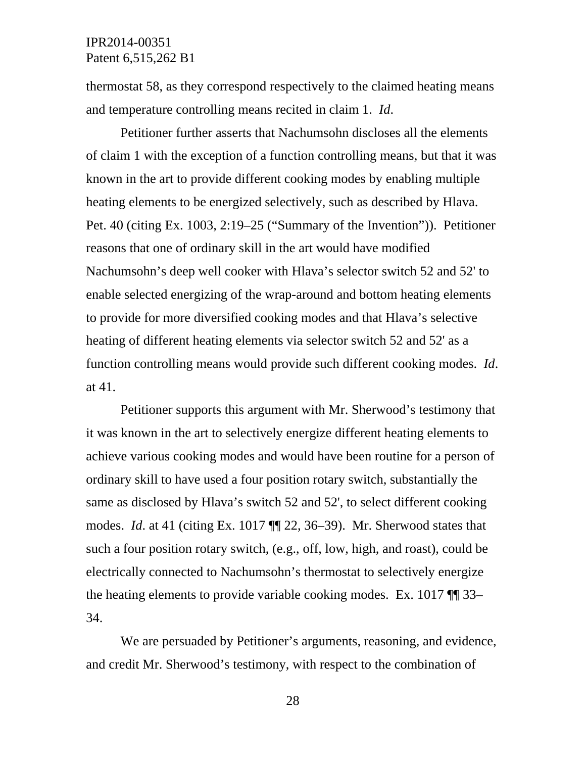thermostat 58, as they correspond respectively to the claimed heating means and temperature controlling means recited in claim 1. *Id*.

Petitioner further asserts that Nachumsohn discloses all the elements of claim 1 with the exception of a function controlling means, but that it was known in the art to provide different cooking modes by enabling multiple heating elements to be energized selectively, such as described by Hlava. Pet. 40 (citing Ex. 1003, 2:19–25 ("Summary of the Invention")). Petitioner reasons that one of ordinary skill in the art would have modified Nachumsohn's deep well cooker with Hlava's selector switch 52 and 52' to enable selected energizing of the wrap-around and bottom heating elements to provide for more diversified cooking modes and that Hlava's selective heating of different heating elements via selector switch 52 and 52' as a function controlling means would provide such different cooking modes. *Id*. at 41.

Petitioner supports this argument with Mr. Sherwood's testimony that it was known in the art to selectively energize different heating elements to achieve various cooking modes and would have been routine for a person of ordinary skill to have used a four position rotary switch, substantially the same as disclosed by Hlava's switch 52 and 52', to select different cooking modes. *Id*. at 41 (citing Ex. 1017 ¶¶ 22, 36–39). Mr. Sherwood states that such a four position rotary switch, (e.g., off, low, high, and roast), could be electrically connected to Nachumsohn's thermostat to selectively energize the heating elements to provide variable cooking modes. Ex. 1017 ¶¶ 33–34.

We are persuaded by Petitioner's arguments, reasoning, and evidence, and credit Mr. Sherwood's testimony, with respect to the combination of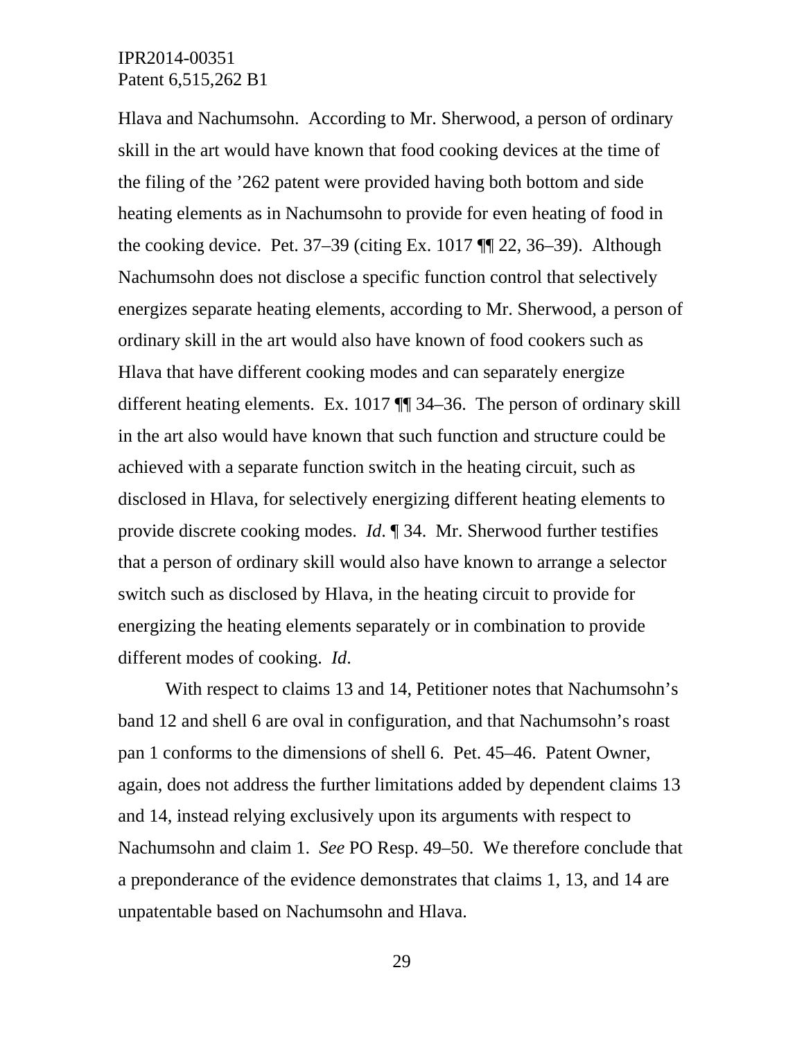Hlava and Nachumsohn. According to Mr. Sherwood, a person of ordinary skill in the art would have known that food cooking devices at the time of the filing of the '262 patent were provided having both bottom and side heating elements as in Nachumsohn to provide for even heating of food in the cooking device. Pet. 37–39 (citing Ex. 1017 ¶¶ 22, 36–39). Although Nachumsohn does not disclose a specific function control that selectively energizes separate heating elements, according to Mr. Sherwood, a person of ordinary skill in the art would also have known of food cookers such as Hlava that have different cooking modes and can separately energize different heating elements. Ex. 1017 ¶¶ 34–36. The person of ordinary skill in the art also would have known that such function and structure could be achieved with a separate function switch in the heating circuit, such as disclosed in Hlava, for selectively energizing different heating elements to provide discrete cooking modes. *Id.* ¶ 34. Mr. Sherwood further testifies that a person of ordinary skill would also have known to arrange a selector switch such as disclosed by Hlava, in the heating circuit to provide for energizing the heating elements separately or in combination to provide different modes of cooking. *Id.*

With respect to claims 13 and 14, Petitioner notes that Nachumsohn's band 12 and shell 6 are oval in configuration, and that Nachumsohn's roast pan 1 conforms to the dimensions of shell 6. Pet. 45–46. Patent Owner, again, does not address the further limitations added by dependent claims 13 and 14, instead relying exclusively upon its arguments with respect to Nachumsohn and claim 1. *See* PO Resp. 49–50. We therefore conclude that a preponderance of the evidence demonstrates that claims 1, 13, and 14 are unpatentable based on Nachumsohn and Hlava.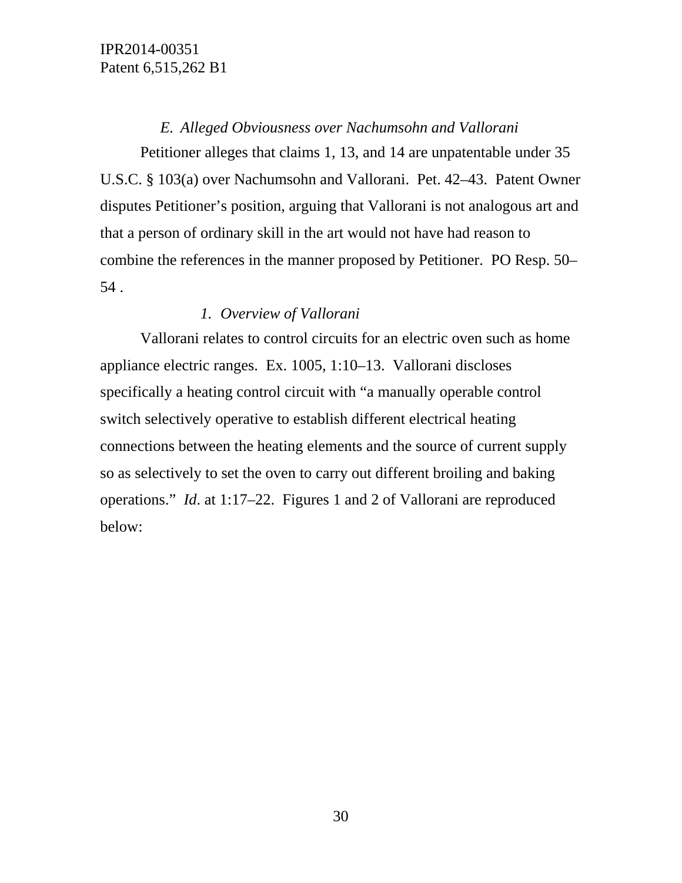*E. Alleged Obviousness over Nachumsohn and Vallorani*

Petitioner alleges that claims 1, 13, and 14 are unpatentable under 35 U.S.C. § 103(a) over Nachumsohn and Vallorani. Pet. 42–43. Patent Owner disputes Petitioner's position, arguing that Vallorani is not analogous art and that a person of ordinary skill in the art would not have had reason to combine the references in the manner proposed by Petitioner. PO Resp. 50–54 .

*1. Overview of Vallorani*

Vallorani relates to control circuits for an electric oven such as home appliance electric ranges. Ex. 1005, 1:10–13. Vallorani discloses specifically a heating control circuit with "a manually operable control switch selectively operative to establish different electrical heating connections between the heating elements and the source of current supply so as selectively to set the oven to carry out different broiling and baking operations." *Id*. at 1:17–22. Figures 1 and 2 of Vallorani are reproduced below: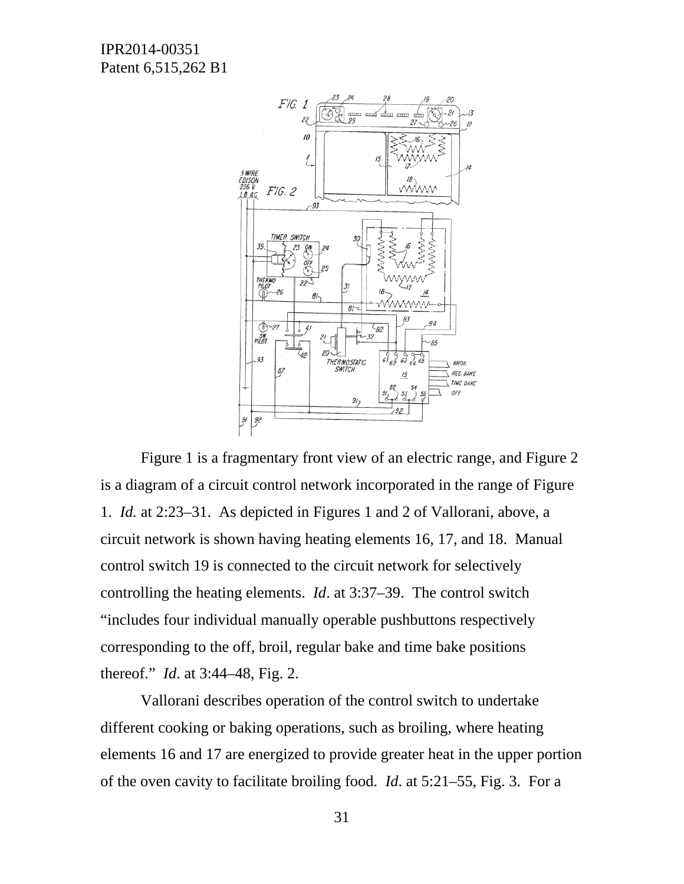Figure 1 is a fragmentary front view of an electric range, and Figure 2 is a diagram of a circuit control network incorporated in the range of Figure 1. *Id.* at 2:23–31. As depicted in Figures 1 and 2 of Vallorani, above, a circuit network is shown having heating elements 16, 17, and 18. Manual control switch 19 is connected to the circuit network for selectively controlling the heating elements. *Id*. at 3:37–39. The control switch "includes four individual manually operable pushbuttons respectively corresponding to the off, broil, regular bake and time bake positions thereof." *Id*. at 3:44–48, Fig. 2.

Vallorani describes operation of the control switch to undertake different cooking or baking operations, such as broiling, where heating elements 16 and 17 are energized to provide greater heat in the upper portion of the oven cavity to facilitate broiling food. *Id*. at 5:21–55, Fig. 3. For a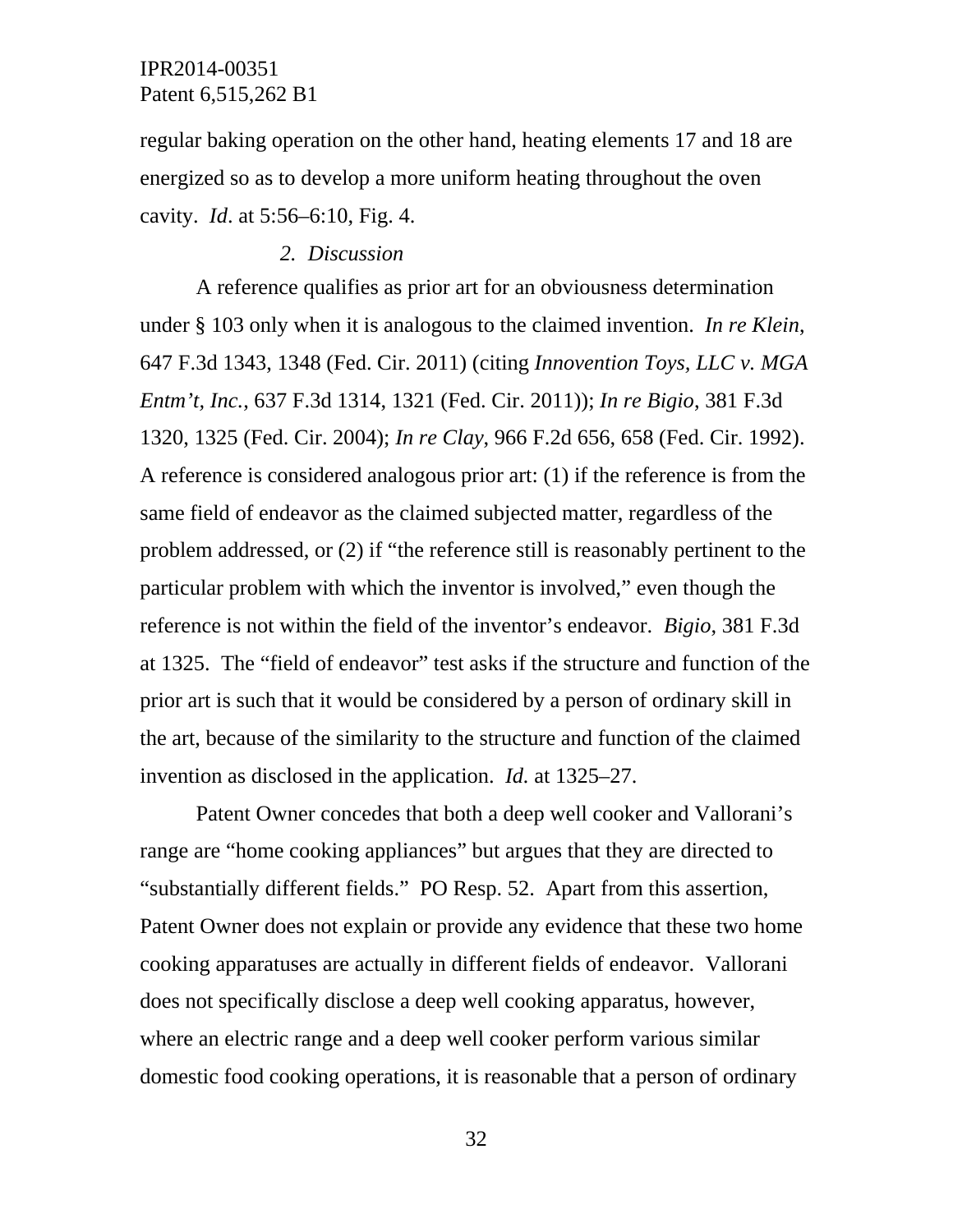regular baking operation on the other hand, heating elements 17 and 18 are energized so as to develop a more uniform heating throughout the oven cavity. *Id*. at 5:56–6:10, Fig. 4.

*2. Discussion*

A reference qualifies as prior art for an obviousness determination under § 103 only when it is analogous to the claimed invention. *In re Klein*, 647 F.3d 1343, 1348 (Fed. Cir. 2011) (citing *Innovention Toys, LLC v. MGA Entm't, Inc.*, 637 F.3d 1314, 1321 (Fed. Cir. 2011)); *In re Bigio*, 381 F.3d 1320, 1325 (Fed. Cir. 2004); *In re Clay*, 966 F.2d 656, 658 (Fed. Cir. 1992). A reference is considered analogous prior art: (1) if the reference is from the same field of endeavor as the claimed subjected matter, regardless of the problem addressed, or (2) if "the reference still is reasonably pertinent to the particular problem with which the inventor is involved," even though the reference is not within the field of the inventor's endeavor. *Bigio*, 381 F.3d at 1325. The "field of endeavor" test asks if the structure and function of the prior art is such that it would be considered by a person of ordinary skill in the art, because of the similarity to the structure and function of the claimed invention as disclosed in the application. *Id.* at 1325–27.

Patent Owner concedes that both a deep well cooker and Vallorani's range are "home cooking appliances" but argues that they are directed to "substantially different fields." PO Resp. 52. Apart from this assertion, Patent Owner does not explain or provide any evidence that these two home cooking apparatuses are actually in different fields of endeavor. Vallorani does not specifically disclose a deep well cooking apparatus, however, where an electric range and a deep well cooker perform various similar domestic food cooking operations, it is reasonable that a person of ordinary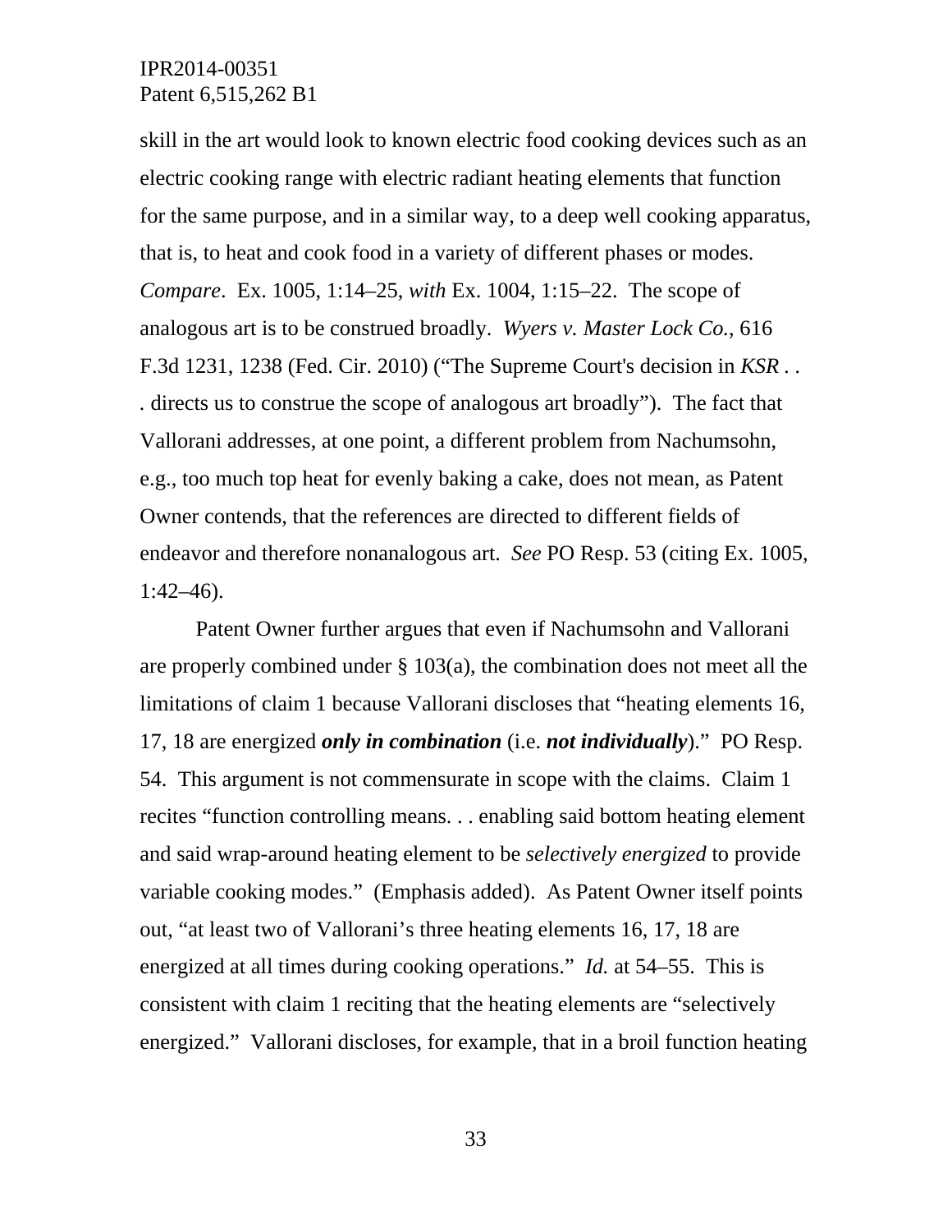skill in the art would look to known electric food cooking devices such as an electric cooking range with electric radiant heating elements that function for the same purpose, and in a similar way, to a deep well cooking apparatus, that is, to heat and cook food in a variety of different phases or modes. *Compare*. Ex. 1005, 1:14–25, *with* Ex. 1004, 1:15–22. The scope of analogous art is to be construed broadly. *Wyers v. Master Lock Co.*, 616 F.3d 1231, 1238 (Fed. Cir. 2010) ("The Supreme Court's decision in *KSR* . . . directs us to construe the scope of analogous art broadly"). The fact that Vallorani addresses, at one point, a different problem from Nachumsohn, e.g., too much top heat for evenly baking a cake, does not mean, as Patent Owner contends, that the references are directed to different fields of endeavor and therefore nonanalogous art. *See* PO Resp. 53 (citing Ex. 1005, 1:42–46).

Patent Owner further argues that even if Nachumsohn and Vallorani are properly combined under § 103(a), the combination does not meet all the limitations of claim 1 because Vallorani discloses that "heating elements 16, 17, 18 are energized ***only in combination*** (i.e. ***not individually***)." PO Resp. 54. This argument is not commensurate in scope with the claims. Claim 1 recites "function controlling means. . . enabling said bottom heating element and said wrap-around heating element to be *selectively energized* to provide variable cooking modes." (Emphasis added). As Patent Owner itself points out, "at least two of Vallorani's three heating elements 16, 17, 18 are energized at all times during cooking operations." *Id.* at 54–55. This is consistent with claim 1 reciting that the heating elements are "selectively energized." Vallorani discloses, for example, that in a broil function heating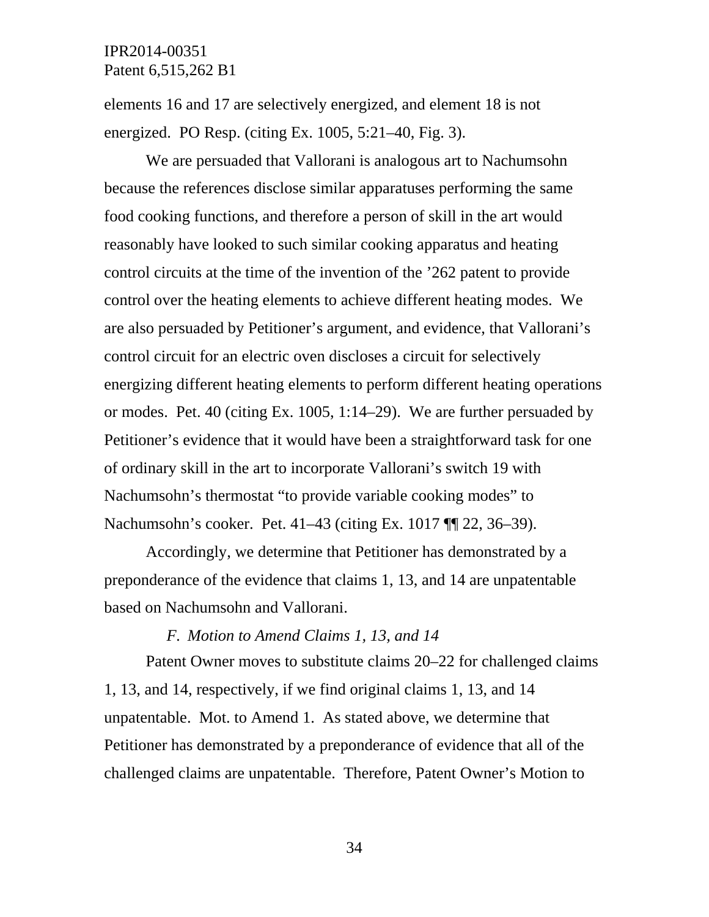elements 16 and 17 are selectively energized, and element 18 is not energized. PO Resp. (citing Ex. 1005, 5:21–40, Fig. 3).

We are persuaded that Vallorani is analogous art to Nachumsohn because the references disclose similar apparatuses performing the same food cooking functions, and therefore a person of skill in the art would reasonably have looked to such similar cooking apparatus and heating control circuits at the time of the invention of the ’262 patent to provide control over the heating elements to achieve different heating modes. We are also persuaded by Petitioner’s argument, and evidence, that Vallorani’s control circuit for an electric oven discloses a circuit for selectively energizing different heating elements to perform different heating operations or modes. Pet. 40 (citing Ex. 1005, 1:14–29). We are further persuaded by Petitioner’s evidence that it would have been a straightforward task for one of ordinary skill in the art to incorporate Vallorani’s switch 19 with Nachumsohn’s thermostat “to provide variable cooking modes” to Nachumsohn’s cooker. Pet. 41–43 (citing Ex. 1017 ¶¶ 22, 36–39).

Accordingly, we determine that Petitioner has demonstrated by a preponderance of the evidence that claims 1, 13, and 14 are unpatentable based on Nachumsohn and Vallorani.

### *F. Motion to Amend Claims 1, 13, and 14*

Patent Owner moves to substitute claims 20–22 for challenged claims 1, 13, and 14, respectively, if we find original claims 1, 13, and 14 unpatentable. Mot. to Amend 1. As stated above, we determine that Petitioner has demonstrated by a preponderance of evidence that all of the challenged claims are unpatentable. Therefore, Patent Owner’s Motion to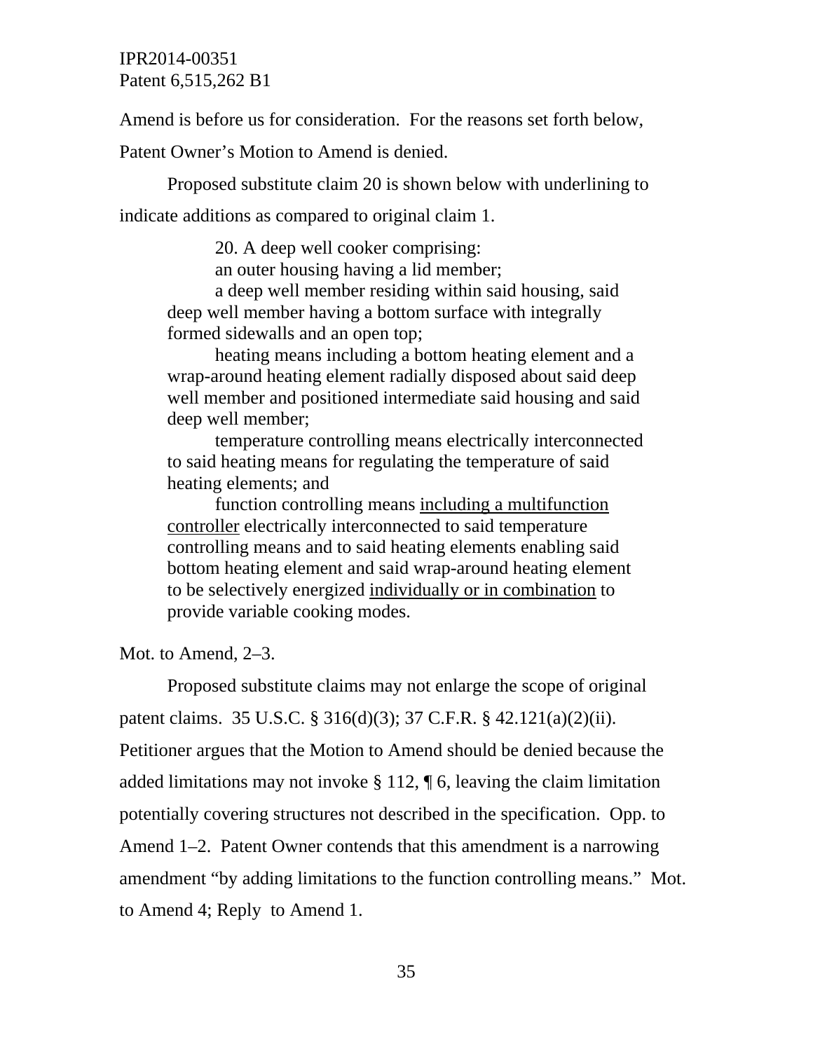Amend is before us for consideration. For the reasons set forth below, Patent Owner's Motion to Amend is denied.

Proposed substitute claim 20 is shown below with underlining to indicate additions as compared to original claim 1.

> 20. A deep well cooker comprising:
>
> an outer housing having a lid member;
>
> a deep well member residing within said housing, said deep well member having a bottom surface with integrally formed sidewalls and an open top;
>
> heating means including a bottom heating element and a wrap-around heating element radially disposed about said deep well member and positioned intermediate said housing and said deep well member;
>
> temperature controlling means electrically interconnected to said heating means for regulating the temperature of said heating elements; and
>
> function controlling means <u>including a multifunction controller</u> electrically interconnected to said temperature controlling means and to said heating elements enabling said bottom heating element and said wrap-around heating element to be selectively energized <u>individually or in combination</u> to provide variable cooking modes.

Mot. to Amend, 2–3.

Proposed substitute claims may not enlarge the scope of original patent claims. 35 U.S.C. § 316(d)(3); 37 C.F.R. § 42.121(a)(2)(ii). Petitioner argues that the Motion to Amend should be denied because the added limitations may not invoke § 112, ¶ 6, leaving the claim limitation potentially covering structures not described in the specification. Opp. to Amend 1–2. Patent Owner contends that this amendment is a narrowing amendment "by adding limitations to the function controlling means." Mot. to Amend 4; Reply to Amend 1.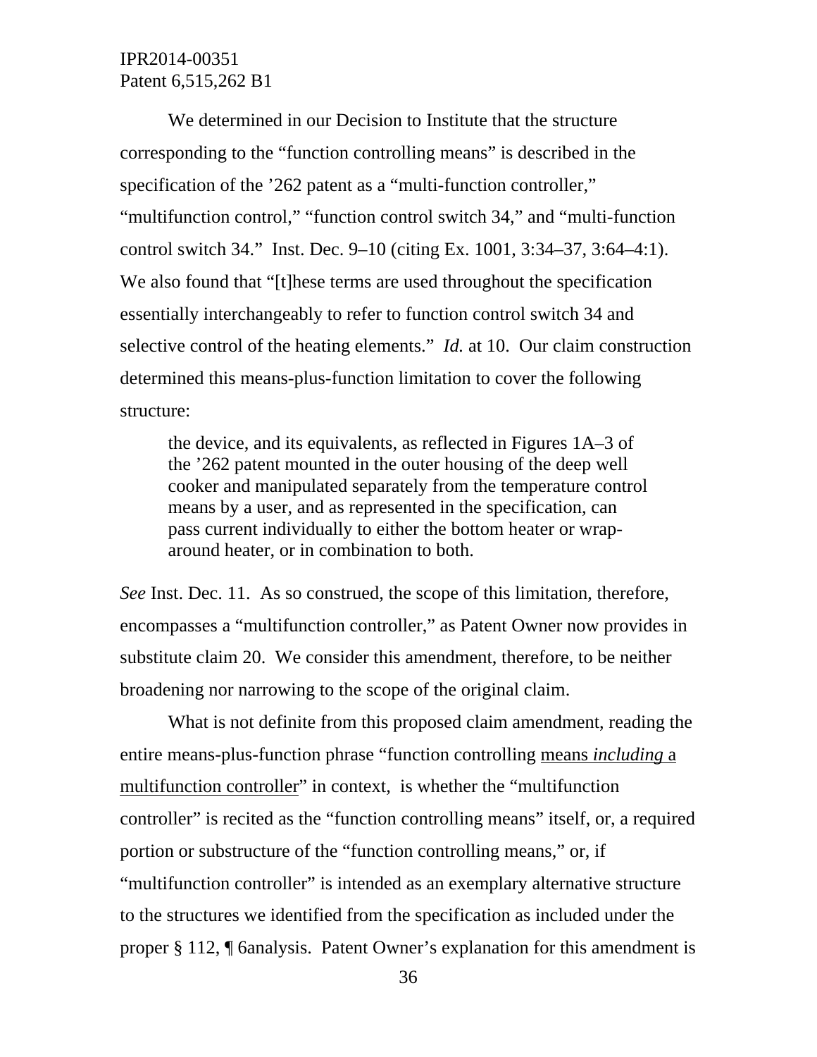We determined in our Decision to Institute that the structure corresponding to the "function controlling means" is described in the specification of the '262 patent as a "multi-function controller," "multifunction control," "function control switch 34," and "multi-function control switch 34." Inst. Dec. 9–10 (citing Ex. 1001, 3:34–37, 3:64–4:1). We also found that "[t]hese terms are used throughout the specification essentially interchangeably to refer to function control switch 34 and selective control of the heating elements." *Id.* at 10. Our claim construction determined this means-plus-function limitation to cover the following structure:

> the device, and its equivalents, as reflected in Figures 1A–3 of the '262 patent mounted in the outer housing of the deep well cooker and manipulated separately from the temperature control means by a user, and as represented in the specification, can pass current individually to either the bottom heater or wrap-around heater, or in combination to both.

*See* Inst. Dec. 11. As so construed, the scope of this limitation, therefore, encompasses a "multifunction controller," as Patent Owner now provides in substitute claim 20. We consider this amendment, therefore, to be neither broadening nor narrowing to the scope of the original claim.

What is not definite from this proposed claim amendment, reading the entire means-plus-function phrase "function controlling <u>means *including* a multifunction controller</u>" in context, is whether the "multifunction controller" is recited as the "function controlling means" itself, or, a required portion or substructure of the "function controlling means," or, if "multifunction controller" is intended as an exemplary alternative structure to the structures we identified from the specification as included under the proper § 112, ¶ 6analysis. Patent Owner's explanation for this amendment is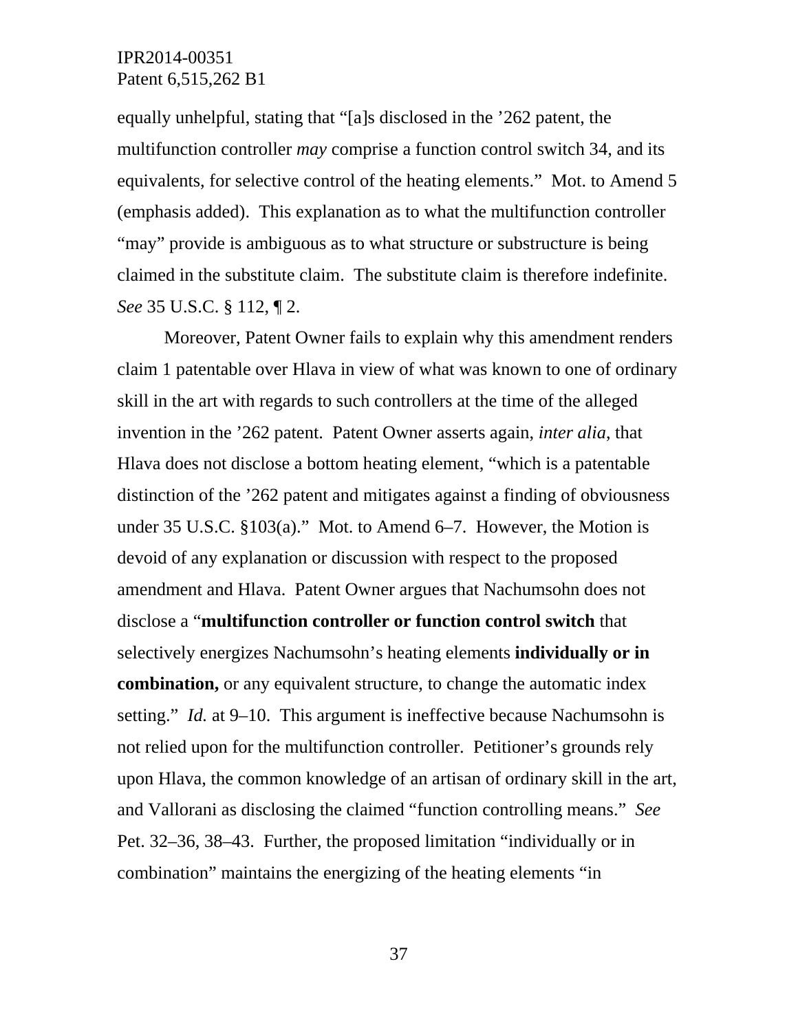equally unhelpful, stating that "[a]s disclosed in the '262 patent, the multifunction controller *may* comprise a function control switch 34, and its equivalents, for selective control of the heating elements." Mot. to Amend 5 (emphasis added). This explanation as to what the multifunction controller "may" provide is ambiguous as to what structure or substructure is being claimed in the substitute claim. The substitute claim is therefore indefinite. *See* 35 U.S.C. § 112, ¶ 2.

Moreover, Patent Owner fails to explain why this amendment renders claim 1 patentable over Hlava in view of what was known to one of ordinary skill in the art with regards to such controllers at the time of the alleged invention in the '262 patent. Patent Owner asserts again, *inter alia*, that Hlava does not disclose a bottom heating element, "which is a patentable distinction of the '262 patent and mitigates against a finding of obviousness under 35 U.S.C. §103(a)." Mot. to Amend 6–7. However, the Motion is devoid of any explanation or discussion with respect to the proposed amendment and Hlava. Patent Owner argues that Nachumsohn does not disclose a "**multifunction controller or function control switch** that selectively energizes Nachumsohn's heating elements **individually or in combination,** or any equivalent structure, to change the automatic index setting." *Id.* at 9–10. This argument is ineffective because Nachumsohn is not relied upon for the multifunction controller. Petitioner's grounds rely upon Hlava, the common knowledge of an artisan of ordinary skill in the art, and Vallorani as disclosing the claimed "function controlling means." *See* Pet. 32–36, 38–43. Further, the proposed limitation "individually or in combination" maintains the energizing of the heating elements "in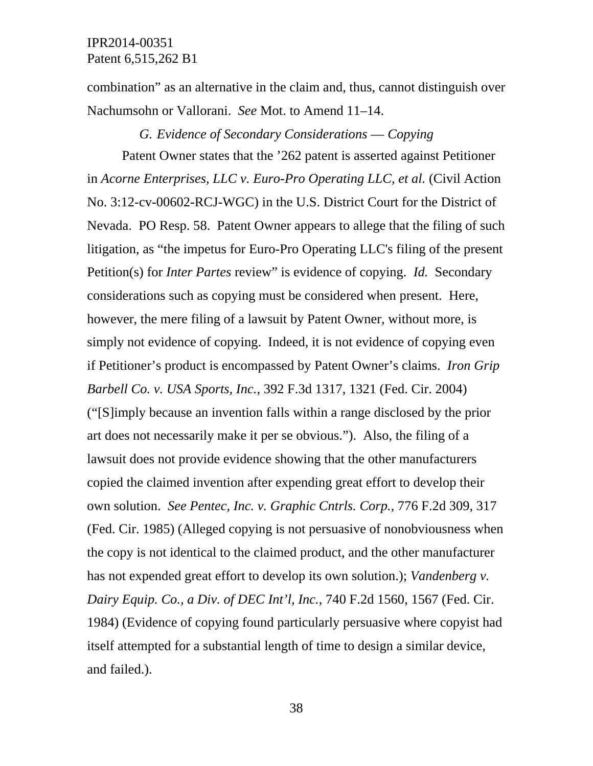combination" as an alternative in the claim and, thus, cannot distinguish over Nachumsohn or Vallorani. *See* Mot. to Amend 11–14.

### *G. Evidence of Secondary Considerations — Copying*

Patent Owner states that the '262 patent is asserted against Petitioner in *Acorne Enterprises, LLC v. Euro-Pro Operating LLC, et al.* (Civil Action No. 3:12-cv-00602-RCJ-WGC) in the U.S. District Court for the District of Nevada. PO Resp. 58. Patent Owner appears to allege that the filing of such litigation, as "the impetus for Euro-Pro Operating LLC's filing of the present Petition(s) for *Inter Partes* review" is evidence of copying. *Id.* Secondary considerations such as copying must be considered when present. Here, however, the mere filing of a lawsuit by Patent Owner, without more, is simply not evidence of copying. Indeed, it is not evidence of copying even if Petitioner's product is encompassed by Patent Owner's claims. *Iron Grip Barbell Co. v. USA Sports, Inc.*, 392 F.3d 1317, 1321 (Fed. Cir. 2004) ("[S]imply because an invention falls within a range disclosed by the prior art does not necessarily make it per se obvious."). Also, the filing of a lawsuit does not provide evidence showing that the other manufacturers copied the claimed invention after expending great effort to develop their own solution. *See Pentec, Inc. v. Graphic Cntrls. Corp.*, 776 F.2d 309, 317 (Fed. Cir. 1985) (Alleged copying is not persuasive of nonobviousness when the copy is not identical to the claimed product, and the other manufacturer has not expended great effort to develop its own solution.); *Vandenberg v. Dairy Equip. Co., a Div. of DEC Int'l, Inc.*, 740 F.2d 1560, 1567 (Fed. Cir. 1984) (Evidence of copying found particularly persuasive where copyist had itself attempted for a substantial length of time to design a similar device, and failed.).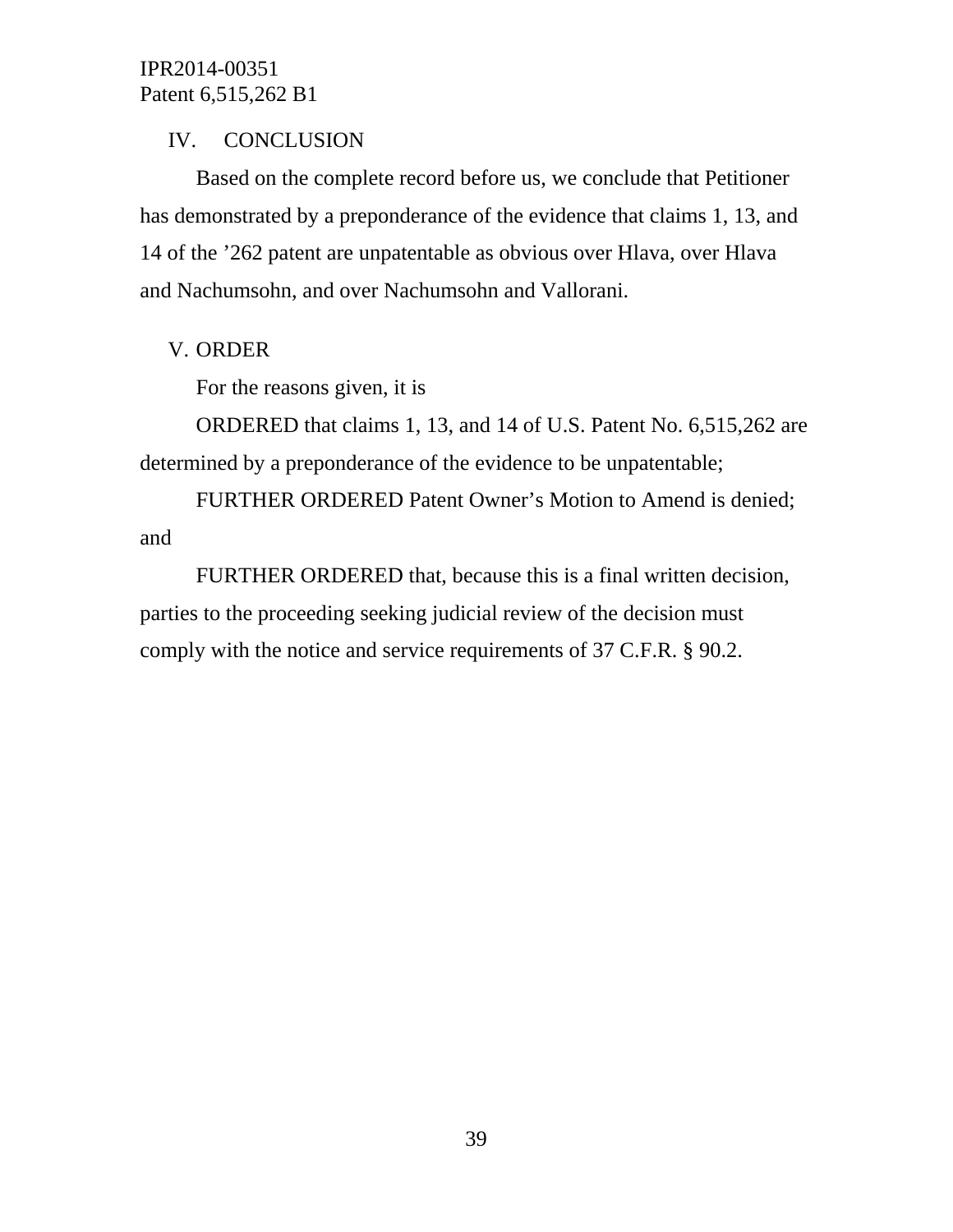## IV. CONCLUSION

Based on the complete record before us, we conclude that Petitioner has demonstrated by a preponderance of the evidence that claims 1, 13, and 14 of the ’262 patent are unpatentable as obvious over Hlava, over Hlava and Nachumsohn, and over Nachumsohn and Vallorani.

## V. ORDER

For the reasons given, it is

ORDERED that claims 1, 13, and 14 of U.S. Patent No. 6,515,262 are determined by a preponderance of the evidence to be unpatentable;

FURTHER ORDERED Patent Owner’s Motion to Amend is denied; and

FURTHER ORDERED that, because this is a final written decision, parties to the proceeding seeking judicial review of the decision must comply with the notice and service requirements of 37 C.F.R. § 90.2.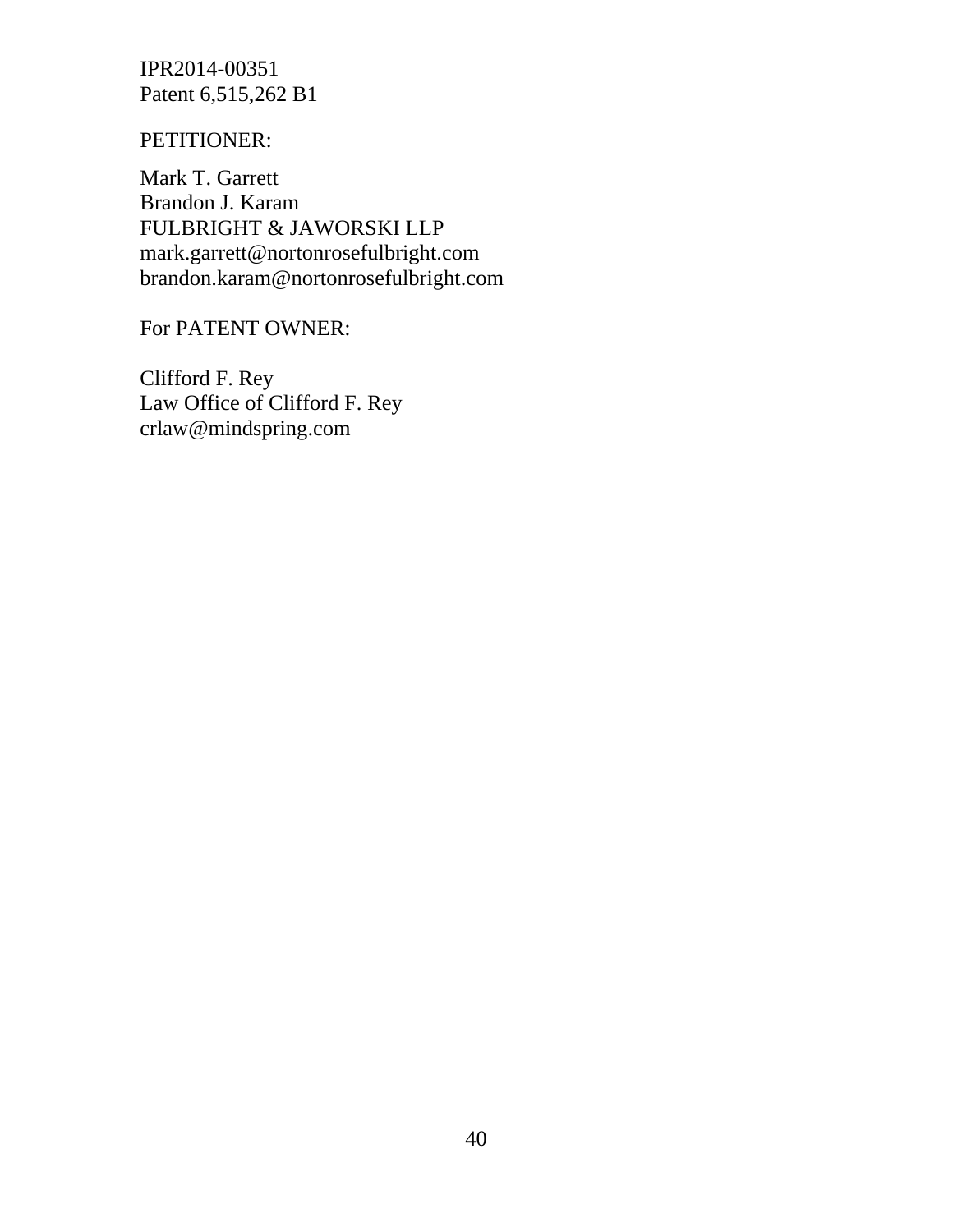PETITIONER:

Mark T. Garrett
Brandon J. Karam
FULBRIGHT & JAWORSKI LLP
mark.garrett@nortonrosefulbright.com
brandon.karam@nortonrosefulbright.com

For PATENT OWNER:

Clifford F. Rey
Law Office of Clifford F. Rey
crlaw@mindspring.com